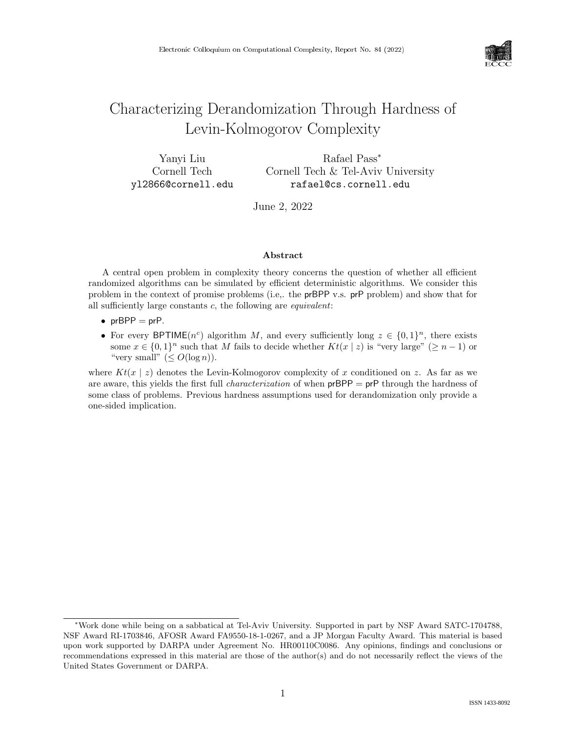# Characterizing Derandomization Through Hardness of Levin-Kolmogorov Complexity

Yanyi Liu
Cornell Tech
yl2866@cornell.edu

Rafael Pass*
Cornell Tech & Tel-Aviv University
rafael@cs.cornell.edu

June 2, 2022

## Abstract

A central open problem in complexity theory concerns the question of whether all efficient randomized algorithms can be simulated by efficient deterministic algorithms. We consider this problem in the context of promise problems (i.e,. the prBPP v.s. prP problem) and show that for all sufficiently large constants $c$, the following are *equivalent*:

- prBPP = prP.
- For every $\mathsf{BPTIME}(n^c)$ algorithm $M$, and every sufficiently long $z \in \{0,1\}^n$, there exists some $x \in \{0,1\}^n$ such that $M$ fails to decide whether $Kt(x \mid z)$ is "very large" ($\geq n-1$) or "very small" ($\leq O(\log n)$).

where $Kt(x \mid z)$ denotes the Levin-Kolmogorov complexity of $x$ conditioned on $z$. As far as we are aware, this yields the first full *characterization* of when prBPP = prP through the hardness of some class of problems. Previous hardness assumptions used for derandomization only provide a one-sided implication.

*Work done while being on a sabbatical at Tel-Aviv University. Supported in part by NSF Award SATC-1704788, NSF Award RI-1703846, AFOSR Award FA9550-18-1-0267, and a JP Morgan Faculty Award. This material is based upon work supported by DARPA under Agreement No. HR00110C0086. Any opinions, findings and conclusions or recommendations expressed in this material are those of the author(s) and do not necessarily reflect the views of the United States Government or DARPA.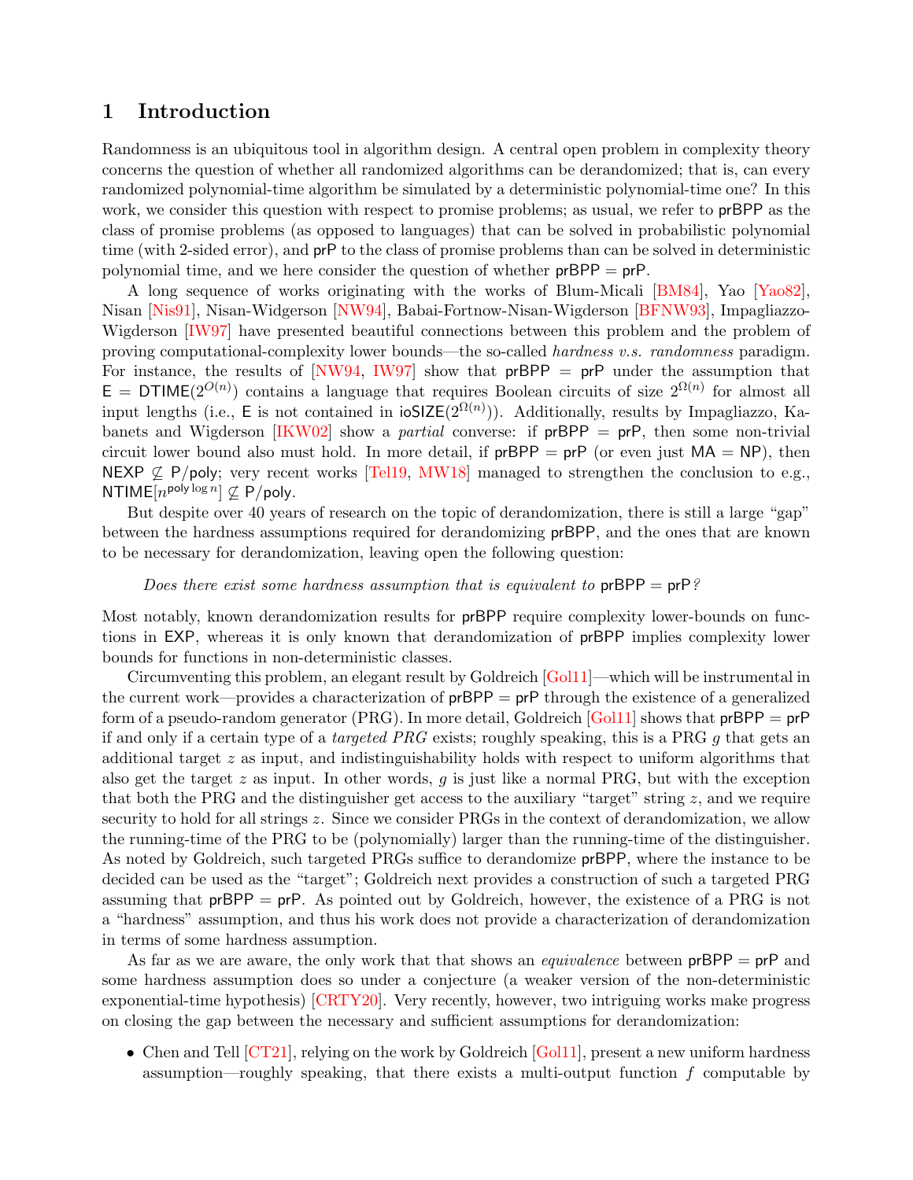# 1 Introduction

Randomness is an ubiquitous tool in algorithm design. A central open problem in complexity theory concerns the question of whether all randomized algorithms can be derandomized; that is, can every randomized polynomial-time algorithm be simulated by a deterministic polynomial-time one? In this work, we consider this question with respect to promise problems; as usual, we refer to $\mathsf{prBPP}$ as the class of promise problems (as opposed to languages) that can be solved in probabilistic polynomial time (with 2-sided error), and $\mathsf{prP}$ to the class of promise problems than can be solved in deterministic polynomial time, and we here consider the question of whether $\mathsf{prBPP} = \mathsf{prP}$.

A long sequence of works originating with the works of Blum-Micali [BM84], Yao [Yao82], Nisan [Nis91], Nisan-Widgerson [NW94], Babai-Fortnow-Nisan-Wigderson [BFNW93], Impagliazzo-Wigderson [IW97] have presented beautiful connections between this problem and the problem of proving computational-complexity lower bounds—the so-called *hardness v.s. randomness* paradigm. For instance, the results of [NW94, IW97] show that $\mathsf{prBPP} = \mathsf{prP}$ under the assumption that $\mathsf{E} = \mathsf{DTIME}(2^{O(n)})$ contains a language that requires Boolean circuits of size $2^{\Omega(n)}$ for almost all input lengths (i.e., $\mathsf{E}$ is not contained in $\mathsf{ioSIZE}(2^{\Omega(n)})$). Additionally, results by Impagliazzo, Kabanets and Wigderson [IKW02] show a *partial* converse: if $\mathsf{prBPP} = \mathsf{prP}$, then some non-trivial circuit lower bound also must hold. In more detail, if $\mathsf{prBPP} = \mathsf{prP}$ (or even just $\mathsf{MA} = \mathsf{NP}$), then $\mathsf{NEXP} \not\subseteq \mathsf{P/poly}$; very recent works [Tel19, MW18] managed to strengthen the conclusion to e.g., $\mathsf{NTIME}[n^{\mathsf{poly}\log n}] \not\subseteq \mathsf{P/poly}$.

But despite over 40 years of research on the topic of derandomization, there is still a large "gap" between the hardness assumptions required for derandomizing $\mathsf{prBPP}$, and the ones that are known to be necessary for derandomization, leaving open the following question:

> *Does there exist some hardness assumption that is equivalent to* $\mathsf{prBPP} = \mathsf{prP}$*?*

Most notably, known derandomization results for $\mathsf{prBPP}$ require complexity lower-bounds on functions in $\mathsf{EXP}$, whereas it is only known that derandomization of $\mathsf{prBPP}$ implies complexity lower bounds for functions in non-deterministic classes.

Circumventing this problem, an elegant result by Goldreich [Gol11]—which will be instrumental in the current work—provides a characterization of $\mathsf{prBPP} = \mathsf{prP}$ through the existence of a generalized form of a pseudo-random generator (PRG). In more detail, Goldreich [Gol11] shows that $\mathsf{prBPP} = \mathsf{prP}$ if and only if a certain type of a *targeted PRG* exists; roughly speaking, this is a PRG $g$ that gets an additional target $z$ as input, and indistinguishability holds with respect to uniform algorithms that also get the target $z$ as input. In other words, $g$ is just like a normal PRG, but with the exception that both the PRG and the distinguisher get access to the auxiliary "target" string $z$, and we require security to hold for all strings $z$. Since we consider PRGs in the context of derandomization, we allow the running-time of the PRG to be (polynomially) larger than the running-time of the distinguisher. As noted by Goldreich, such targeted PRGs suffice to derandomize $\mathsf{prBPP}$, where the instance to be decided can be used as the "target"; Goldreich next provides a construction of such a targeted PRG assuming that $\mathsf{prBPP} = \mathsf{prP}$. As pointed out by Goldreich, however, the existence of a PRG is not a "hardness" assumption, and thus his work does not provide a characterization of derandomization in terms of some hardness assumption.

As far as we are aware, the only work that that shows an *equivalence* between $\mathsf{prBPP} = \mathsf{prP}$ and some hardness assumption does so under a conjecture (a weaker version of the non-deterministic exponential-time hypothesis) [CRTY20]. Very recently, however, two intriguing works make progress on closing the gap between the necessary and sufficient assumptions for derandomization:

- Chen and Tell [CT21], relying on the work by Goldreich [Gol11], present a new uniform hardness assumption—roughly speaking, that there exists a multi-output function $f$ computable by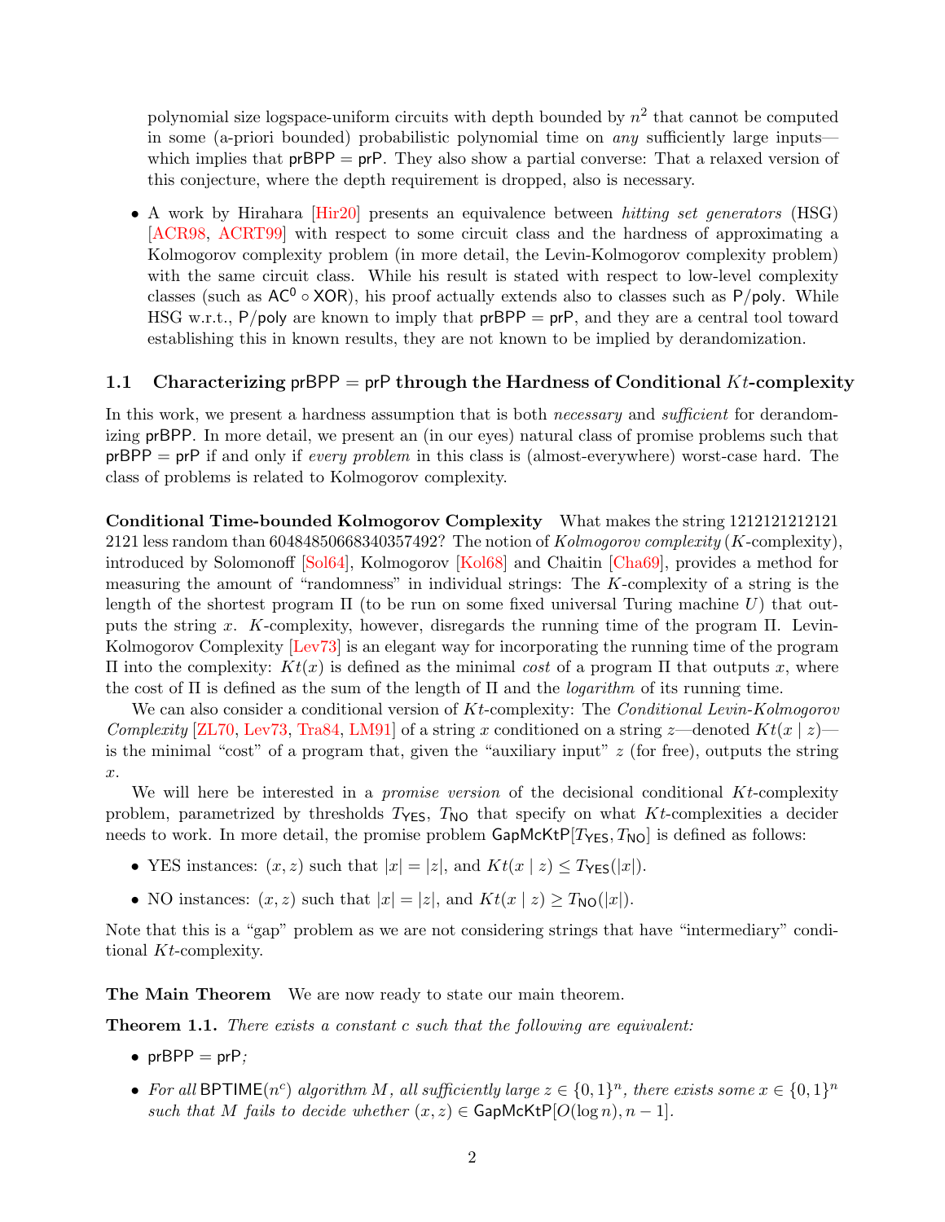polynomial size logspace-uniform circuits with depth bounded by $n^2$ that cannot be computed in some (a-priori bounded) probabilistic polynomial time on *any* sufficiently large inputs—which implies that $\mathsf{prBPP} = \mathsf{prP}$. They also show a partial converse: That a relaxed version of this conjecture, where the depth requirement is dropped, also is necessary.

- A work by Hirahara [Hir20] presents an equivalence between *hitting set generators* (HSG) [ACR98, ACRT99] with respect to some circuit class and the hardness of approximating a Kolmogorov complexity problem (in more detail, the Levin-Kolmogorov complexity problem) with the same circuit class. While his result is stated with respect to low-level complexity classes (such as $\mathsf{AC}^0 \circ \mathsf{XOR}$), his proof actually extends also to classes such as $\mathsf{P/poly}$. While HSG w.r.t., $\mathsf{P/poly}$ are known to imply that $\mathsf{prBPP} = \mathsf{prP}$, and they are a central tool toward establishing this in known results, they are not known to be implied by derandomization.

### 1.1 Characterizing $\mathsf{prBPP} = \mathsf{prP}$ through the Hardness of Conditional $Kt$-complexity

In this work, we present a hardness assumption that is both *necessary* and *sufficient* for derandomizing $\mathsf{prBPP}$. In more detail, we present an (in our eyes) natural class of promise problems such that $\mathsf{prBPP} = \mathsf{prP}$ if and only if *every problem* in this class is (almost-everywhere) worst-case hard. The class of problems is related to Kolmogorov complexity.

**Conditional Time-bounded Kolmogorov Complexity** What makes the string 1212121212121 2121 less random than 60484850668340357492? The notion of *Kolmogorov complexity* ($K$-complexity), introduced by Solomonoff [Sol64], Kolmogorov [Kol68] and Chaitin [Cha69], provides a method for measuring the amount of "randomness" in individual strings: The $K$-complexity of a string is the length of the shortest program $\Pi$ (to be run on some fixed universal Turing machine $U$) that outputs the string $x$. $K$-complexity, however, disregards the running time of the program $\Pi$. Levin-Kolmogorov Complexity [Lev73] is an elegant way for incorporating the running time of the program $\Pi$ into the complexity: $Kt(x)$ is defined as the minimal *cost* of a program $\Pi$ that outputs $x$, where the cost of $\Pi$ is defined as the sum of the length of $\Pi$ and the *logarithm* of its running time.

We can also consider a conditional version of $Kt$-complexity: The *Conditional Levin-Kolmogorov Complexity* [ZL70, Lev73, Tra84, LM91] of a string $x$ conditioned on a string $z$—denoted $Kt(x \mid z)$—is the minimal "cost" of a program that, given the "auxiliary input" $z$ (for free), outputs the string $x$.

We will here be interested in a *promise version* of the decisional conditional $Kt$-complexity problem, parametrized by thresholds $T_{\mathsf{YES}}$, $T_{\mathsf{NO}}$ that specify on what $Kt$-complexities a decider needs to work. In more detail, the promise problem $\mathsf{GapMcKtP}[T_{\mathsf{YES}}, T_{\mathsf{NO}}]$ is defined as follows:

- YES instances: $(x, z)$ such that $|x| = |z|$, and $Kt(x \mid z) \leq T_{\mathsf{YES}}(|x|)$.
- NO instances: $(x, z)$ such that $|x| = |z|$, and $Kt(x \mid z) \geq T_{\mathsf{NO}}(|x|)$.

Note that this is a "gap" problem as we are not considering strings that have "intermediary" conditional $Kt$-complexity.

**The Main Theorem** We are now ready to state our main theorem.

**Theorem 1.1.** *There exists a constant $c$ such that the following are equivalent:*

- $\mathsf{prBPP} = \mathsf{prP}$*;*
- *For all $\mathsf{BPTIME}(n^c)$ algorithm $M$, all sufficiently large $z \in \{0,1\}^n$, there exists some $x \in \{0,1\}^n$ such that $M$ fails to decide whether $(x, z) \in \mathsf{GapMcKtP}[O(\log n), n-1]$.*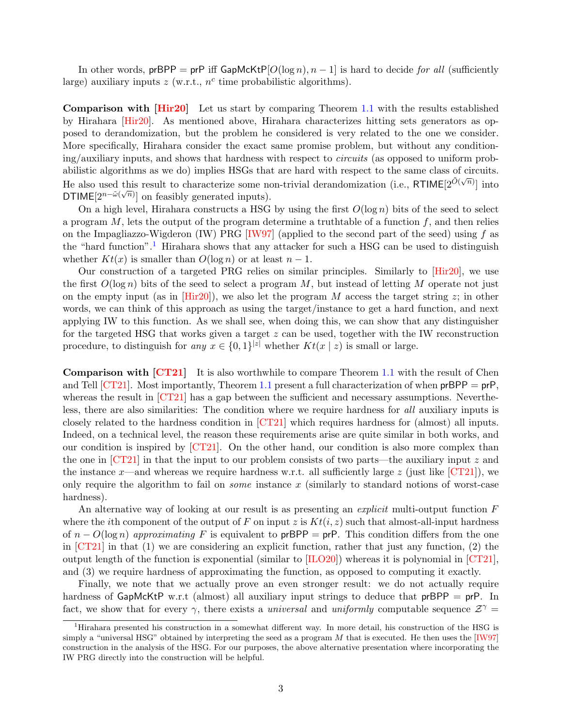In other words, prBPP = prP iff GapMcKtP$[O(\log n), n-1]$ is hard to decide *for all* (sufficiently large) auxiliary inputs $z$ (w.r.t., $n^c$ time probabilistic algorithms).

**Comparison with [Hir20]** Let us start by comparing Theorem 1.1 with the results established by Hirahara [Hir20]. As mentioned above, Hirahara characterizes hitting sets generators as opposed to derandomization, but the problem he considered is very related to the one we consider. More specifically, Hirahara consider the exact same promise problem, but without any conditioning/auxiliary inputs, and shows that hardness with respect to *circuits* (as opposed to uniform probabilistic algorithms as we do) implies HSGs that are hard with respect to the same class of circuits. He also used this result to characterize some non-trivial derandomization (i.e., $\mathsf{RTIME}[2^{\tilde{O}(\sqrt{n})}]$ into $\mathsf{DTIME}[2^{n-\tilde{\omega}(\sqrt{n})}]$ on feasibly generated inputs).

On a high level, Hirahara constructs a HSG by using the first $O(\log n)$ bits of the seed to select a program $M$, lets the output of the program determine a truthtable of a function $f$, and then relies on the Impagliazzo-Wigderon (IW) PRG [IW97] (applied to the second part of the seed) using $f$ as the "hard function".[1] Hirahara shows that any attacker for such a HSG can be used to distinguish whether $Kt(x)$ is smaller than $O(\log n)$ or at least $n-1$.

Our construction of a targeted PRG relies on similar principles. Similarly to [Hir20], we use the first $O(\log n)$ bits of the seed to select a program $M$, but instead of letting $M$ operate not just on the empty input (as in [Hir20]), we also let the program $M$ access the target string $z$; in other words, we can think of this approach as using the target/instance to get a hard function, and next applying IW to this function. As we shall see, when doing this, we can show that any distinguisher for the targeted HSG that works given a target $z$ can be used, together with the IW reconstruction procedure, to distinguish for *any* $x \in \{0,1\}^{|z|}$ whether $Kt(x \mid z)$ is small or large.

**Comparison with [CT21]** It is also worthwhile to compare Theorem 1.1 with the result of Chen and Tell [CT21]. Most importantly, Theorem 1.1 present a full characterization of when prBPP = prP, whereas the result in [CT21] has a gap between the sufficient and necessary assumptions. Nevertheless, there are also similarities: The condition where we require hardness for *all* auxiliary inputs is closely related to the hardness condition in [CT21] which requires hardness for (almost) all inputs. Indeed, on a technical level, the reason these requirements arise are quite similar in both works, and our condition is inspired by [CT21]. On the other hand, our condition is also more complex than the one in [CT21] in that the input to our problem consists of two parts—the auxiliary input $z$ and the instance $x$—and whereas we require hardness w.r.t. all sufficiently large $z$ (just like [CT21]), we only require the algorithm to fail on *some* instance $x$ (similarly to standard notions of worst-case hardness).

An alternative way of looking at our result is as presenting an *explicit* multi-output function $F$ where the $i$th component of the output of $F$ on input $z$ is $Kt(i, z)$ such that almost-all-input hardness of $n - O(\log n)$ *approximating* $F$ is equivalent to prBPP = prP. This condition differs from the one in [CT21] in that (1) we are considering an explicit function, rather that just any function, (2) the output length of the function is exponential (similar to [ILO20]) whereas it is polynomial in [CT21], and (3) we require hardness of approximating the function, as opposed to computing it exactly.

Finally, we note that we actually prove an even stronger result: we do not actually require hardness of GapMcKtP w.r.t (almost) all auxiliary input strings to deduce that prBPP = prP. In fact, we show that for every $\gamma$, there exists a *universal* and *uniformly* computable sequence $\mathcal{Z}^\gamma =$

[1] Hirahara presented his construction in a somewhat different way. In more detail, his construction of the HSG is simply a "universal HSG" obtained by interpreting the seed as a program $M$ that is executed. He then uses the [IW97] construction in the analysis of the HSG. For our purposes, the above alternative presentation where incorporating the IW PRG directly into the construction will be helpful.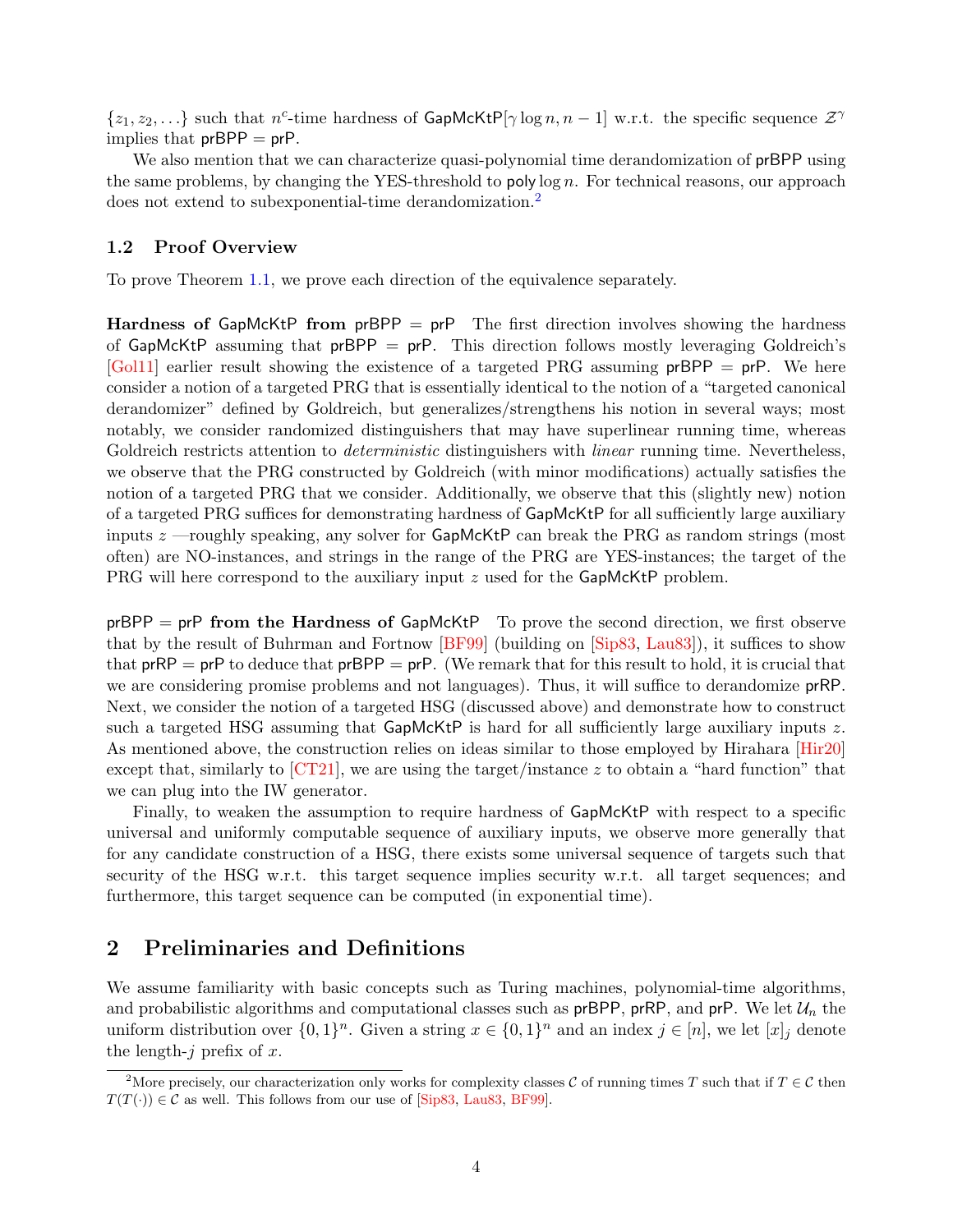$\{z_1, z_2, \ldots\}$ such that $n^c$-time hardness of $\mathsf{GapMcKtP}[\gamma \log n, n-1]$ w.r.t. the specific sequence $\mathcal{Z}^\gamma$ implies that $\mathsf{prBPP} = \mathsf{prP}$.

We also mention that we can characterize quasi-polynomial time derandomization of $\mathsf{prBPP}$ using the same problems, by changing the YES-threshold to $\mathsf{poly} \log n$. For technical reasons, our approach does not extend to subexponential-time derandomization.[2]

### 1.2 Proof Overview

To prove Theorem 1.1, we prove each direction of the equivalence separately.

**Hardness of $\mathsf{GapMcKtP}$ from $\mathsf{prBPP} = \mathsf{prP}$** The first direction involves showing the hardness of $\mathsf{GapMcKtP}$ assuming that $\mathsf{prBPP} = \mathsf{prP}$. This direction follows mostly leveraging Goldreich's [Gol11] earlier result showing the existence of a targeted PRG assuming $\mathsf{prBPP} = \mathsf{prP}$. We here consider a notion of a targeted PRG that is essentially identical to the notion of a "targeted canonical derandomizer" defined by Goldreich, but generalizes/strengthens his notion in several ways; most notably, we consider randomized distinguishers that may have superlinear running time, whereas Goldreich restricts attention to *deterministic* distinguishers with *linear* running time. Nevertheless, we observe that the PRG constructed by Goldreich (with minor modifications) actually satisfies the notion of a targeted PRG that we consider. Additionally, we observe that this (slightly new) notion of a targeted PRG suffices for demonstrating hardness of $\mathsf{GapMcKtP}$ for all sufficiently large auxiliary inputs $z$ —roughly speaking, any solver for $\mathsf{GapMcKtP}$ can break the PRG as random strings (most often) are NO-instances, and strings in the range of the PRG are YES-instances; the target of the PRG will here correspond to the auxiliary input $z$ used for the $\mathsf{GapMcKtP}$ problem.

**$\mathsf{prBPP} = \mathsf{prP}$ from the Hardness of $\mathsf{GapMcKtP}$** To prove the second direction, we first observe that by the result of Buhrman and Fortnow [BF99] (building on [Sip83, Lau83]), it suffices to show that $\mathsf{prRP} = \mathsf{prP}$ to deduce that $\mathsf{prBPP} = \mathsf{prP}$. (We remark that for this result to hold, it is crucial that we are considering promise problems and not languages). Thus, it will suffice to derandomize $\mathsf{prRP}$. Next, we consider the notion of a targeted HSG (discussed above) and demonstrate how to construct such a targeted HSG assuming that $\mathsf{GapMcKtP}$ is hard for all sufficiently large auxiliary inputs $z$. As mentioned above, the construction relies on ideas similar to those employed by Hirahara [Hir20] except that, similarly to [CT21], we are using the target/instance $z$ to obtain a "hard function" that we can plug into the IW generator.

Finally, to weaken the assumption to require hardness of $\mathsf{GapMcKtP}$ with respect to a specific universal and uniformly computable sequence of auxiliary inputs, we observe more generally that for any candidate construction of a HSG, there exists some universal sequence of targets such that security of the HSG w.r.t. this target sequence implies security w.r.t. all target sequences; and furthermore, this target sequence can be computed (in exponential time).

## 2 Preliminaries and Definitions

We assume familiarity with basic concepts such as Turing machines, polynomial-time algorithms, and probabilistic algorithms and computational classes such as $\mathsf{prBPP}$, $\mathsf{prRP}$, and $\mathsf{prP}$. We let $\mathcal{U}_n$ the uniform distribution over $\{0,1\}^n$. Given a string $x \in \{0,1\}^n$ and an index $j \in [n]$, we let $[x]_j$ denote the length-$j$ prefix of $x$.

[2] More precisely, our characterization only works for complexity classes $\mathcal{C}$ of running times $T$ such that if $T \in \mathcal{C}$ then $T(T(\cdot)) \in \mathcal{C}$ as well. This follows from our use of [Sip83, Lau83, BF99].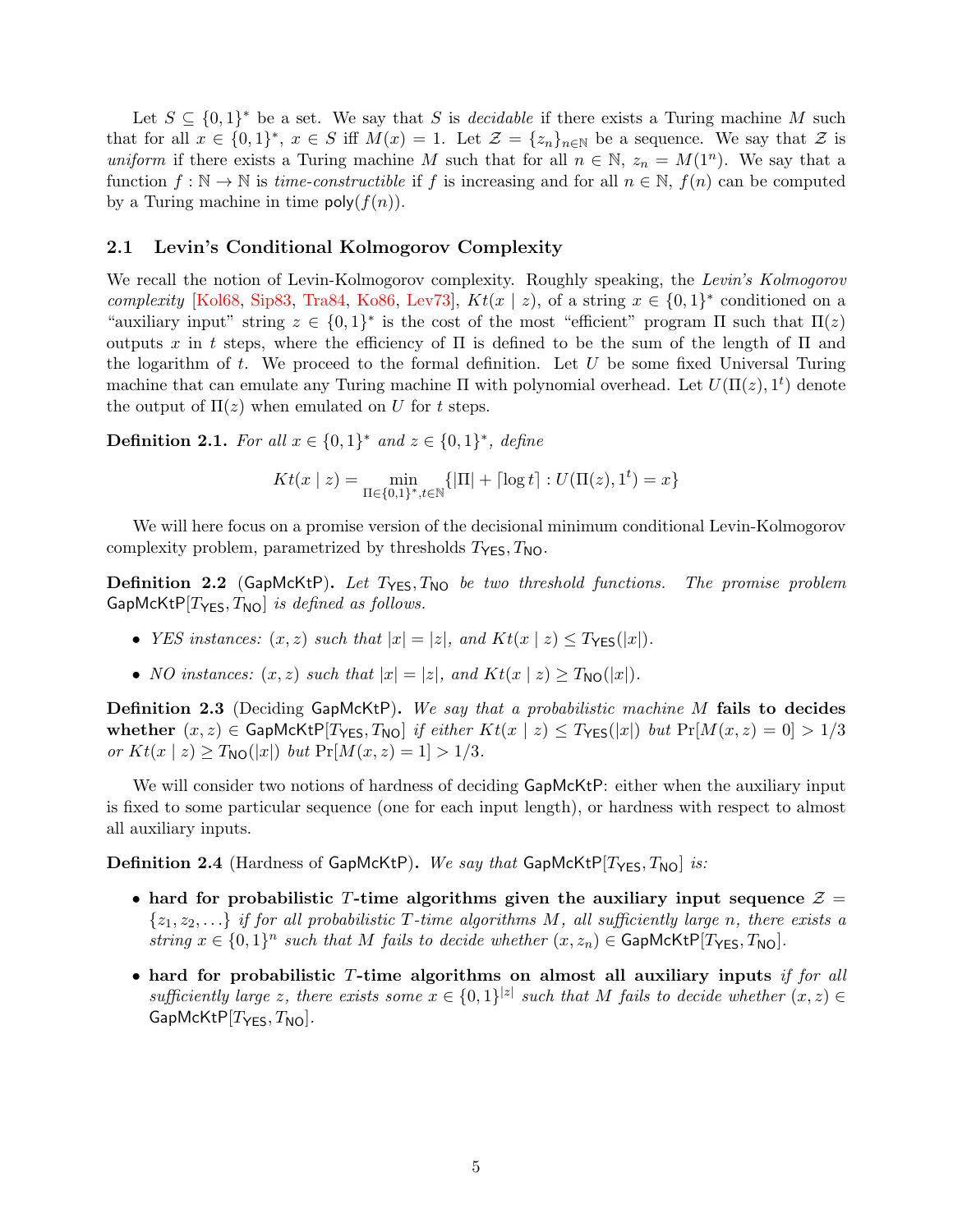Let $S \subseteq \{0,1\}^*$ be a set. We say that $S$ is *decidable* if there exists a Turing machine $M$ such that for all $x \in \{0,1\}^*$, $x \in S$ iff $M(x) = 1$. Let $\mathcal{Z} = \{z_n\}_{n \in \mathbb{N}}$ be a sequence. We say that $\mathcal{Z}$ is *uniform* if there exists a Turing machine $M$ such that for all $n \in \mathbb{N}$, $z_n = M(1^n)$. We say that a function $f : \mathbb{N} \to \mathbb{N}$ is *time-constructible* if $f$ is increasing and for all $n \in \mathbb{N}$, $f(n)$ can be computed by a Turing machine in time $\mathsf{poly}(f(n))$.

## 2.1 Levin's Conditional Kolmogorov Complexity

We recall the notion of Levin-Kolmogorov complexity. Roughly speaking, the *Levin's Kolmogorov complexity* [Kol68, Sip83, Tra84, Ko86, Lev73], $Kt(x \mid z)$, of a string $x \in \{0,1\}^*$ conditioned on a "auxiliary input" string $z \in \{0,1\}^*$ is the cost of the most "efficient" program $\Pi$ such that $\Pi(z)$ outputs $x$ in $t$ steps, where the efficiency of $\Pi$ is defined to be the sum of the length of $\Pi$ and the logarithm of $t$. We proceed to the formal definition. Let $U$ be some fixed Universal Turing machine that can emulate any Turing machine $\Pi$ with polynomial overhead. Let $U(\Pi(z), 1^t)$ denote the output of $\Pi(z)$ when emulated on $U$ for $t$ steps.

**Definition 2.1.** *For all $x \in \{0,1\}^*$ and $z \in \{0,1\}^*$, define*

$$Kt(x \mid z) = \min_{\Pi \in \{0,1\}^*, t \in \mathbb{N}} \{|\Pi| + \lceil \log t \rceil : U(\Pi(z), 1^t) = x\}$$

We will here focus on a promise version of the decisional minimum conditional Levin-Kolmogorov complexity problem, parametrized by thresholds $T_{\mathsf{YES}}, T_{\mathsf{NO}}$.

**Definition 2.2** ($\mathsf{GapMcKtP}$). *Let $T_{\mathsf{YES}}, T_{\mathsf{NO}}$ be two threshold functions. The promise problem $\mathsf{GapMcKtP}[T_{\mathsf{YES}}, T_{\mathsf{NO}}]$ is defined as follows.*

- *YES instances: $(x, z)$ such that $|x| = |z|$, and $Kt(x \mid z) \le T_{\mathsf{YES}}(|x|)$.*
- *NO instances: $(x, z)$ such that $|x| = |z|$, and $Kt(x \mid z) \ge T_{\mathsf{NO}}(|x|)$.*

**Definition 2.3** (Deciding $\mathsf{GapMcKtP}$). *We say that a probabilistic machine $M$* **fails to decides whether** *$(x, z) \in \mathsf{GapMcKtP}[T_{\mathsf{YES}}, T_{\mathsf{NO}}]$ if either $Kt(x \mid z) \le T_{\mathsf{YES}}(|x|)$ but $\Pr[M(x, z) = 0] > 1/3$ or $Kt(x \mid z) \ge T_{\mathsf{NO}}(|x|)$ but $\Pr[M(x, z) = 1] > 1/3$.*

We will consider two notions of hardness of deciding $\mathsf{GapMcKtP}$: either when the auxiliary input is fixed to some particular sequence (one for each input length), or hardness with respect to almost all auxiliary inputs.

**Definition 2.4** (Hardness of $\mathsf{GapMcKtP}$). *We say that $\mathsf{GapMcKtP}[T_{\mathsf{YES}}, T_{\mathsf{NO}}]$ is:*

- **hard for probabilistic $T$-time algorithms given the auxiliary input sequence** $\mathcal{Z} = \{z_1, z_2, \ldots\}$ *if for all probabilistic $T$-time algorithms $M$, all sufficiently large $n$, there exists a string $x \in \{0,1\}^n$ such that $M$ fails to decide whether $(x, z_n) \in \mathsf{GapMcKtP}[T_{\mathsf{YES}}, T_{\mathsf{NO}}]$.*
- **hard for probabilistic $T$-time algorithms on almost all auxiliary inputs** *if for all sufficiently large $z$, there exists some $x \in \{0,1\}^{|z|}$ such that $M$ fails to decide whether $(x, z) \in \mathsf{GapMcKtP}[T_{\mathsf{YES}}, T_{\mathsf{NO}}]$.*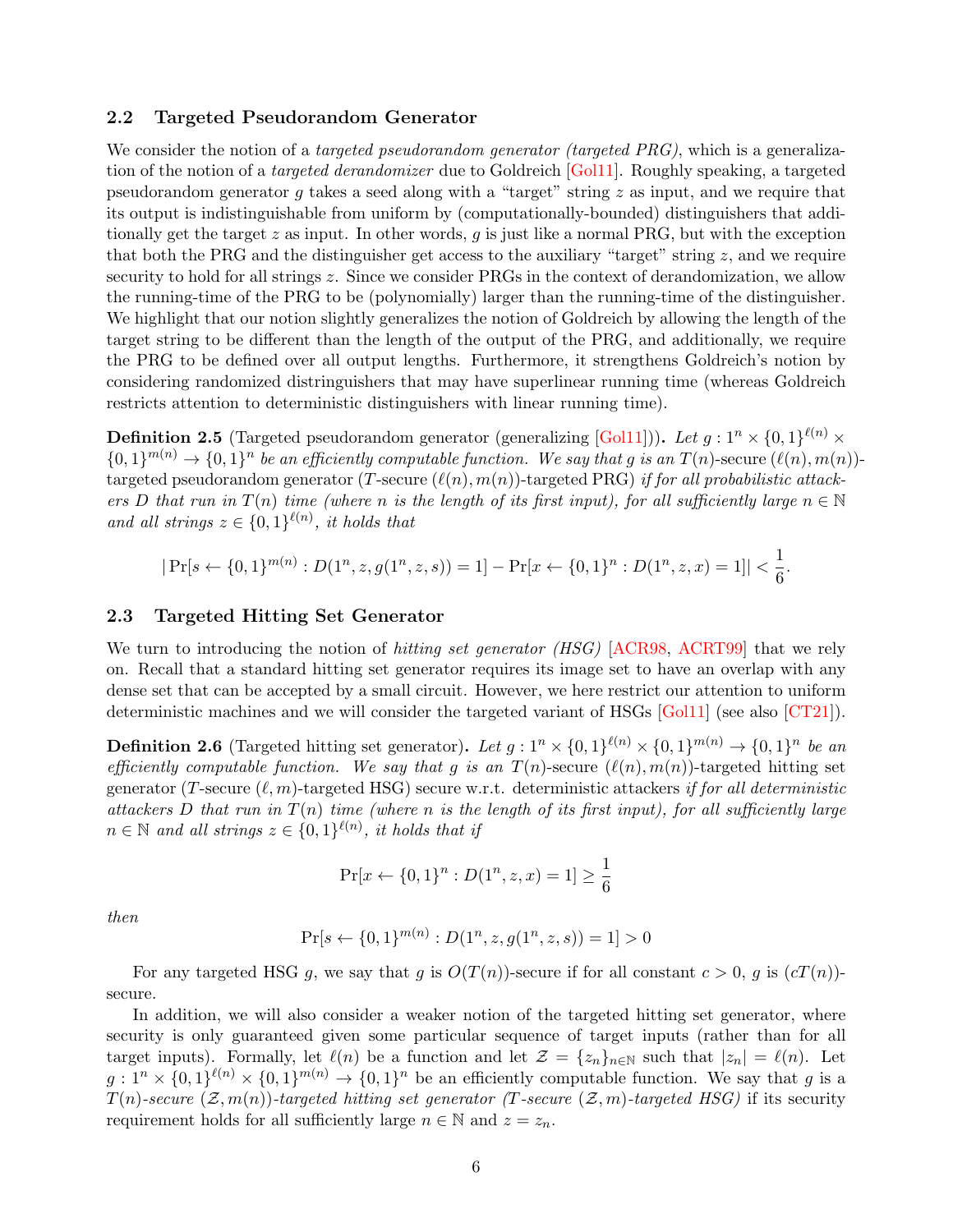### 2.2 Targeted Pseudorandom Generator

We consider the notion of a *targeted pseudorandom generator (targeted PRG)*, which is a generalization of the notion of a *targeted derandomizer* due to Goldreich [Gol11]. Roughly speaking, a targeted pseudorandom generator $g$ takes a seed along with a "target" string $z$ as input, and we require that its output is indistinguishable from uniform by (computationally-bounded) distinguishers that additionally get the target $z$ as input. In other words, $g$ is just like a normal PRG, but with the exception that both the PRG and the distinguisher get access to the auxiliary "target" string $z$, and we require security to hold for all strings $z$. Since we consider PRGs in the context of derandomization, we allow the running-time of the PRG to be (polynomially) larger than the running-time of the distinguisher. We highlight that our notion slightly generalizes the notion of Goldreich by allowing the length of the target string to be different than the length of the output of the PRG, and additionally, we require the PRG to be defined over all output lengths. Furthermore, it strengthens Goldreich's notion by considering randomized distringuishers that may have superlinear running time (whereas Goldreich restricts attention to deterministic distinguishers with linear running time).

**Definition 2.5** (Targeted pseudorandom generator (generalizing [Gol11]))**.** *Let $g : 1^n \times \{0,1\}^{\ell(n)} \times \{0,1\}^{m(n)} \to \{0,1\}^n$ be an efficiently computable function. We say that $g$ is an* $T(n)$-secure $(\ell(n), m(n))$-targeted pseudorandom generator ($T$-secure $(\ell(n), m(n))$-targeted PRG) *if for all probabilistic attackers $D$ that run in $T(n)$ time (where $n$ is the length of its first input), for all sufficiently large $n \in \mathbb{N}$ and all strings $z \in \{0,1\}^{\ell(n)}$, it holds that*

$$|\Pr[s \leftarrow \{0,1\}^{m(n)} : D(1^n, z, g(1^n, z, s)) = 1] - \Pr[x \leftarrow \{0,1\}^n : D(1^n, z, x) = 1]| < \frac{1}{6}.$$

### 2.3 Targeted Hitting Set Generator

We turn to introducing the notion of *hitting set generator (HSG)* [ACR98, ACRT99] that we rely on. Recall that a standard hitting set generator requires its image set to have an overlap with any dense set that can be accepted by a small circuit. However, we here restrict our attention to uniform deterministic machines and we will consider the targeted variant of HSGs [Gol11] (see also [CT21]).

**Definition 2.6** (Targeted hitting set generator)**.** *Let $g : 1^n \times \{0,1\}^{\ell(n)} \times \{0,1\}^{m(n)} \to \{0,1\}^n$ be an efficiently computable function. We say that $g$ is an* $T(n)$-secure $(\ell(n), m(n))$-targeted hitting set generator ($T$-secure $(\ell, m)$-targeted HSG) secure w.r.t. deterministic attackers *if for all deterministic attackers $D$ that run in $T(n)$ time (where $n$ is the length of its first input), for all sufficiently large $n \in \mathbb{N}$ and all strings $z \in \{0,1\}^{\ell(n)}$, it holds that if*

$$\Pr[x \leftarrow \{0,1\}^n : D(1^n, z, x) = 1] \geq \frac{1}{6}$$

*then*

$$\Pr[s \leftarrow \{0,1\}^{m(n)} : D(1^n, z, g(1^n, z, s)) = 1] > 0$$

For any targeted HSG $g$, we say that $g$ is $O(T(n))$-secure if for all constant $c > 0$, $g$ is $(cT(n))$-secure.

In addition, we will also consider a weaker notion of the targeted hitting set generator, where security is only guaranteed given some particular sequence of target inputs (rather than for all target inputs). Formally, let $\ell(n)$ be a function and let $\mathcal{Z} = \{z_n\}_{n \in \mathbb{N}}$ such that $|z_n| = \ell(n)$. Let $g : 1^n \times \{0,1\}^{\ell(n)} \times \{0,1\}^{m(n)} \to \{0,1\}^n$ be an efficiently computable function. We say that $g$ is a *$T(n)$-secure $(\mathcal{Z}, m(n))$-targeted hitting set generator ($T$-secure $(\mathcal{Z}, m)$-targeted HSG)* if its security requirement holds for all sufficiently large $n \in \mathbb{N}$ and $z = z_n$.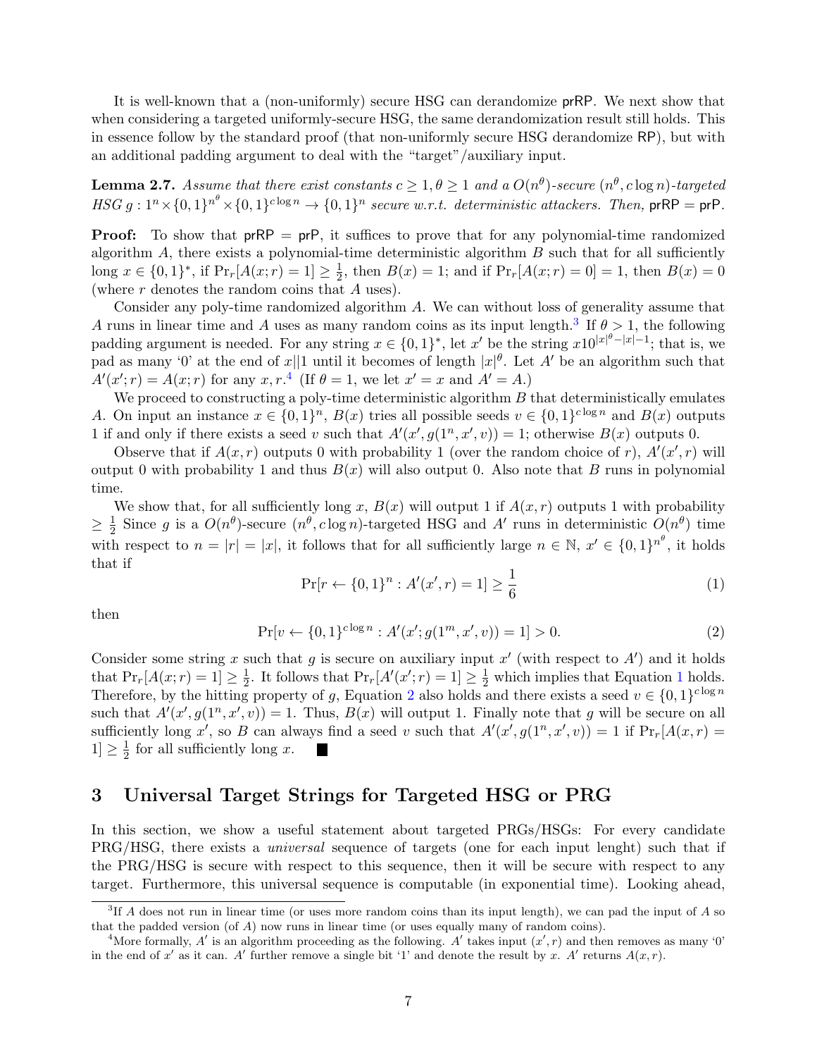It is well-known that a (non-uniformly) secure HSG can derandomize prRP. We next show that when considering a targeted uniformly-secure HSG, the same derandomization result still holds. This in essence follow by the standard proof (that non-uniformly secure HSG derandomize RP), but with an additional padding argument to deal with the "target"/auxiliary input.

**Lemma 2.7.** *Assume that there exist constants $c \geq 1, \theta \geq 1$ and a $O(n^\theta)$-secure $(n^\theta, c\log n)$-targeted HSG $g : 1^n \times \{0,1\}^{n^\theta} \times \{0,1\}^{c\log n} \to \{0,1\}^n$ secure w.r.t. deterministic attackers. Then,* prRP = prP*.*

**Proof:** To show that prRP = prP, it suffices to prove that for any polynomial-time randomized algorithm $A$, there exists a polynomial-time deterministic algorithm $B$ such that for all sufficiently long $x \in \{0,1\}^*$, if $\Pr_r[A(x;r) = 1] \geq \frac{1}{2}$, then $B(x) = 1$; and if $\Pr_r[A(x;r) = 0] = 1$, then $B(x) = 0$ (where $r$ denotes the random coins that $A$ uses).

Consider any poly-time randomized algorithm $A$. We can without loss of generality assume that $A$ runs in linear time and $A$ uses as many random coins as its input length.[3] If $\theta > 1$, the following padding argument is needed. For any string $x \in \{0,1\}^*$, let $x'$ be the string $x10^{|x|^\theta - |x| - 1}$; that is, we pad as many '0' at the end of $x||1$ until it becomes of length $|x|^\theta$. Let $A'$ be an algorithm such that $A'(x';r) = A(x;r)$ for any $x, r$.[4] (If $\theta = 1$, we let $x' = x$ and $A' = A$.)

We proceed to constructing a poly-time deterministic algorithm $B$ that deterministically emulates $A$. On input an instance $x \in \{0,1\}^n$, $B(x)$ tries all possible seeds $v \in \{0,1\}^{c\log n}$ and $B(x)$ outputs 1 if and only if there exists a seed $v$ such that $A'(x', g(1^n, x', v)) = 1$; otherwise $B(x)$ outputs 0.

Observe that if $A(x,r)$ outputs 0 with probability 1 (over the random choice of $r$), $A'(x',r)$ will output 0 with probability 1 and thus $B(x)$ will also output 0. Also note that $B$ runs in polynomial time.

We show that, for all sufficiently long $x$, $B(x)$ will output 1 if $A(x,r)$ outputs 1 with probability $\geq \frac{1}{2}$ Since $g$ is a $O(n^\theta)$-secure $(n^\theta, c\log n)$-targeted HSG and $A'$ runs in deterministic $O(n^\theta)$ time with respect to $n = |r| = |x|$, it follows that for all sufficiently large $n \in \mathbb{N}$, $x' \in \{0,1\}^{n^\theta}$, it holds that if

$$\Pr[r \leftarrow \{0,1\}^n : A'(x', r) = 1] \geq \frac{1}{6} \tag{1}$$

then

$$\Pr[v \leftarrow \{0,1\}^{c\log n} : A'(x'; g(1^m, x', v)) = 1] > 0. \tag{2}$$

Consider some string $x$ such that $g$ is secure on auxiliary input $x'$ (with respect to $A'$) and it holds that $\Pr_r[A(x;r) = 1] \geq \frac{1}{2}$. It follows that $\Pr_r[A'(x';r) = 1] \geq \frac{1}{2}$ which implies that Equation 1 holds. Therefore, by the hitting property of $g$, Equation 2 also holds and there exists a seed $v \in \{0,1\}^{c\log n}$ such that $A'(x', g(1^n, x', v)) = 1$. Thus, $B(x)$ will output 1. Finally note that $g$ will be secure on all sufficiently long $x'$, so $B$ can always find a seed $v$ such that $A'(x', g(1^n, x', v)) = 1$ if $\Pr_r[A(x,r) = 1] \geq \frac{1}{2}$ for all sufficiently long $x$. ■

# 3 Universal Target Strings for Targeted HSG or PRG

In this section, we show a useful statement about targeted PRGs/HSGs: For every candidate PRG/HSG, there exists a *universal* sequence of targets (one for each input lenght) such that if the PRG/HSG is secure with respect to this sequence, then it will be secure with respect to any target. Furthermore, this universal sequence is computable (in exponential time). Looking ahead,

[3] If $A$ does not run in linear time (or uses more random coins than its input length), we can pad the input of $A$ so that the padded version (of $A$) now runs in linear time (or uses equally many of random coins).

[4] More formally, $A'$ is an algorithm proceeding as the following. $A'$ takes input $(x', r)$ and then removes as many '0' in the end of $x'$ as it can. $A'$ further remove a single bit '1' and denote the result by $x$. $A'$ returns $A(x, r)$.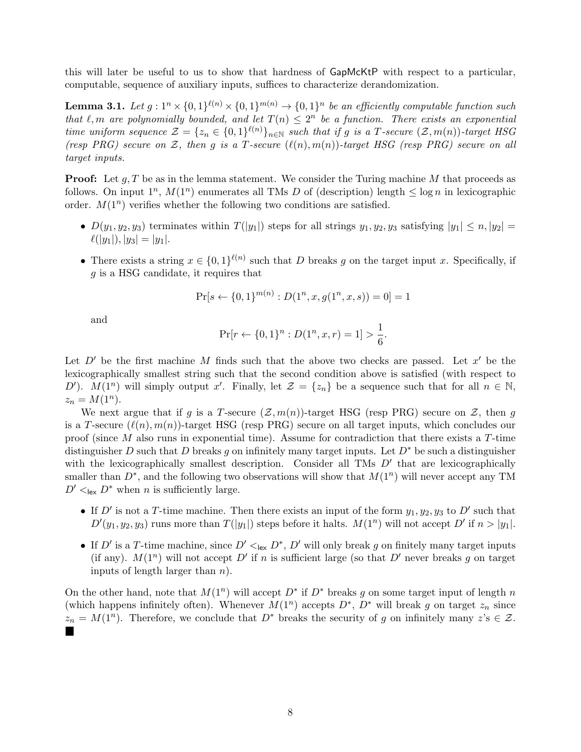this will later be useful to us to show that hardness of GapMcKtP with respect to a particular, computable, sequence of auxiliary inputs, suffices to characterize derandomization.

**Lemma 3.1.** *Let $g : 1^n \times \{0,1\}^{\ell(n)} \times \{0,1\}^{m(n)} \to \{0,1\}^n$ be an efficiently computable function such that $\ell, m$ are polynomially bounded, and let $T(n) \le 2^n$ be a function. There exists an exponential time uniform sequence $\mathcal{Z} = \{z_n \in \{0,1\}^{\ell(n)}\}_{n\in\mathbb{N}}$ such that if $g$ is a $T$-secure $(\mathcal{Z}, m(n))$-target HSG (resp PRG) secure on $\mathcal{Z}$, then $g$ is a $T$-secure $(\ell(n), m(n))$-target HSG (resp PRG) secure on all target inputs.*

**Proof:** Let $g, T$ be as in the lemma statement. We consider the Turing machine $M$ that proceeds as follows. On input $1^n$, $M(1^n)$ enumerates all TMs $D$ of (description) length $\le \log n$ in lexicographic order. $M(1^n)$ verifies whether the following two conditions are satisfied.

- $D(y_1, y_2, y_3)$ terminates within $T(|y_1|)$ steps for all strings $y_1, y_2, y_3$ satisfying $|y_1| \le n, |y_2| = \ell(|y_1|), |y_3| = |y_1|$.
- There exists a string $x \in \{0,1\}^{\ell(n)}$ such that $D$ breaks $g$ on the target input $x$. Specifically, if $g$ is a HSG candidate, it requires that

$$\Pr[s \leftarrow \{0,1\}^{m(n)} : D(1^n, x, g(1^n, x, s)) = 0] = 1$$

and

$$\Pr[r \leftarrow \{0,1\}^n : D(1^n, x, r) = 1] > \frac{1}{6}.$$

Let $D'$ be the first machine $M$ finds such that the above two checks are passed. Let $x'$ be the lexicographically smallest string such that the second condition above is satisfied (with respect to $D'$). $M(1^n)$ will simply output $x'$. Finally, let $\mathcal{Z} = \{z_n\}$ be a sequence such that for all $n \in \mathbb{N}$, $z_n = M(1^n)$.

We next argue that if $g$ is a $T$-secure $(\mathcal{Z}, m(n))$-target HSG (resp PRG) secure on $\mathcal{Z}$, then $g$ is a $T$-secure $(\ell(n), m(n))$-target HSG (resp PRG) secure on all target inputs, which concludes our proof (since $M$ also runs in exponential time). Assume for contradiction that there exists a $T$-time distinguisher $D$ such that $D$ breaks $g$ on infinitely many target inputs. Let $D^*$ be such a distinguisher with the lexicographically smallest description. Consider all TMs $D'$ that are lexicographically smaller than $D^*$, and the following two observations will show that $M(1^n)$ will never accept any TM $D' <_{\mathsf{lex}} D^*$ when $n$ is sufficiently large.

- If $D'$ is not a $T$-time machine. Then there exists an input of the form $y_1, y_2, y_3$ to $D'$ such that $D'(y_1, y_2, y_3)$ runs more than $T(|y_1|)$ steps before it halts. $M(1^n)$ will not accept $D'$ if $n > |y_1|$.
- If $D'$ is a $T$-time machine, since $D' <_{\mathsf{lex}} D^*$, $D'$ will only break $g$ on finitely many target inputs (if any). $M(1^n)$ will not accept $D'$ if $n$ is sufficient large (so that $D'$ never breaks $g$ on target inputs of length larger than $n$).

On the other hand, note that $M(1^n)$ will accept $D^*$ if $D^*$ breaks $g$ on some target input of length $n$ (which happens infinitely often). Whenever $M(1^n)$ accepts $D^*$, $D^*$ will break $g$ on target $z_n$ since $z_n = M(1^n)$. Therefore, we conclude that $D^*$ breaks the security of $g$ on infinitely many $z$'s $\in \mathcal{Z}$. ■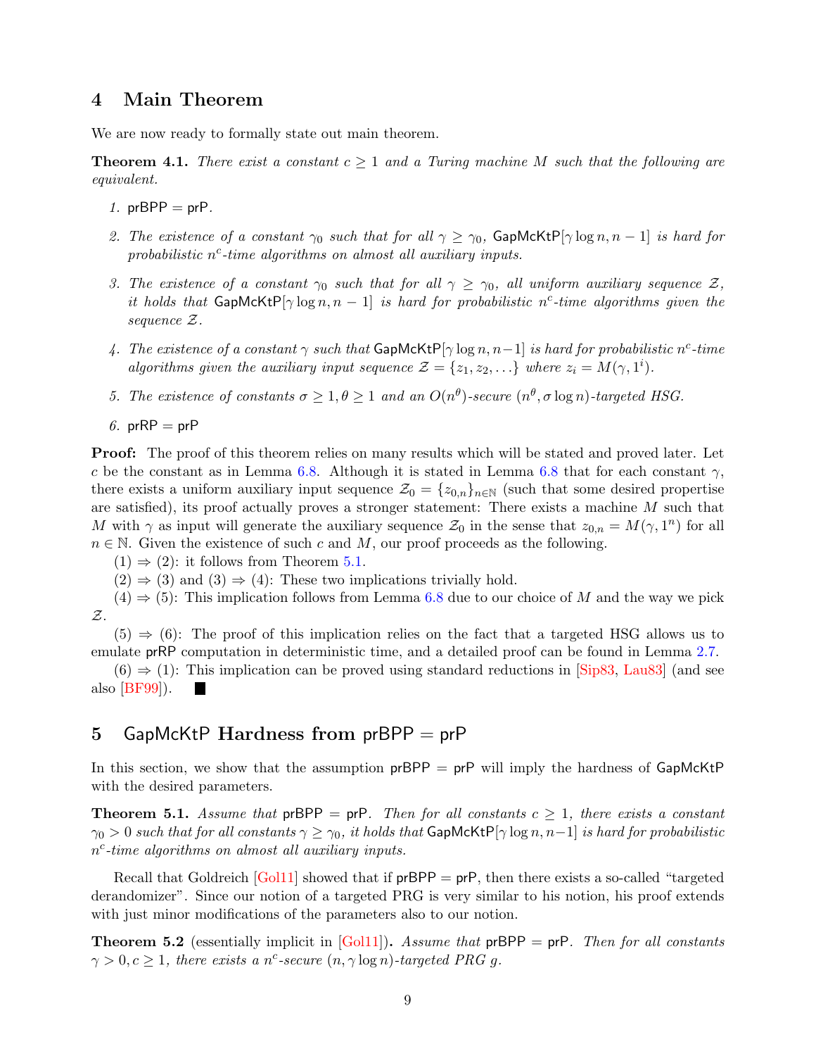# 4 Main Theorem

We are now ready to formally state out main theorem.

**Theorem 4.1.** *There exist a constant $c \geq 1$ and a Turing machine $M$ such that the following are equivalent.*

1. $\mathsf{prBPP} = \mathsf{prP}$.
2. *The existence of a constant $\gamma_0$ such that for all $\gamma \geq \gamma_0$, $\mathsf{GapMcKtP}[\gamma \log n, n-1]$ is hard for probabilistic $n^c$-time algorithms on almost all auxiliary inputs.*
3. *The existence of a constant $\gamma_0$ such that for all $\gamma \geq \gamma_0$, all uniform auxiliary sequence $\mathcal{Z}$, it holds that $\mathsf{GapMcKtP}[\gamma \log n, n-1]$ is hard for probabilistic $n^c$-time algorithms given the sequence $\mathcal{Z}$.*
4. *The existence of a constant $\gamma$ such that $\mathsf{GapMcKtP}[\gamma \log n, n-1]$ is hard for probabilistic $n^c$-time algorithms given the auxiliary input sequence $\mathcal{Z} = \{z_1, z_2, \ldots\}$ where $z_i = M(\gamma, 1^i)$.*
5. *The existence of constants $\sigma \geq 1, \theta \geq 1$ and an $O(n^\theta)$-secure $(n^\theta, \sigma \log n)$-targeted HSG.*
6. $\mathsf{prRP} = \mathsf{prP}$

**Proof:** The proof of this theorem relies on many results which will be stated and proved later. Let $c$ be the constant as in Lemma 6.8. Although it is stated in Lemma 6.8 that for each constant $\gamma$, there exists a uniform auxiliary input sequence $\mathcal{Z}_0 = \{z_{0,n}\}_{n \in \mathbb{N}}$ (such that some desired propertise are satisfied), its proof actually proves a stronger statement: There exists a machine $M$ such that $M$ with $\gamma$ as input will generate the auxiliary sequence $\mathcal{Z}_0$ in the sense that $z_{0,n} = M(\gamma, 1^n)$ for all $n \in \mathbb{N}$. Given the existence of such $c$ and $M$, our proof proceeds as the following.

(1) $\Rightarrow$ (2): it follows from Theorem 5.1.

(2) $\Rightarrow$ (3) and (3) $\Rightarrow$ (4): These two implications trivially hold.

(4) $\Rightarrow$ (5): This implication follows from Lemma 6.8 due to our choice of $M$ and the way we pick $\mathcal{Z}$.

(5) $\Rightarrow$ (6): The proof of this implication relies on the fact that a targeted HSG allows us to emulate $\mathsf{prRP}$ computation in deterministic time, and a detailed proof can be found in Lemma 2.7.

(6) $\Rightarrow$ (1): This implication can be proved using standard reductions in [Sip83, Lau83] (and see also [BF99]). ■

# 5 $\mathsf{GapMcKtP}$ Hardness from $\mathsf{prBPP} = \mathsf{prP}$

In this section, we show that the assumption $\mathsf{prBPP} = \mathsf{prP}$ will imply the hardness of $\mathsf{GapMcKtP}$ with the desired parameters.

**Theorem 5.1.** *Assume that $\mathsf{prBPP} = \mathsf{prP}$. Then for all constants $c \geq 1$, there exists a constant $\gamma_0 > 0$ such that for all constants $\gamma \geq \gamma_0$, it holds that $\mathsf{GapMcKtP}[\gamma \log n, n-1]$ is hard for probabilistic $n^c$-time algorithms on almost all auxiliary inputs.*

Recall that Goldreich [Gol11] showed that if $\mathsf{prBPP} = \mathsf{prP}$, then there exists a so-called "targeted derandomizer". Since our notion of a targeted PRG is very similar to his notion, his proof extends with just minor modifications of the parameters also to our notion.

**Theorem 5.2** (essentially implicit in [Gol11])**.** *Assume that $\mathsf{prBPP} = \mathsf{prP}$. Then for all constants $\gamma > 0, c \geq 1$, there exists a $n^c$-secure $(n, \gamma \log n)$-targeted PRG $g$.*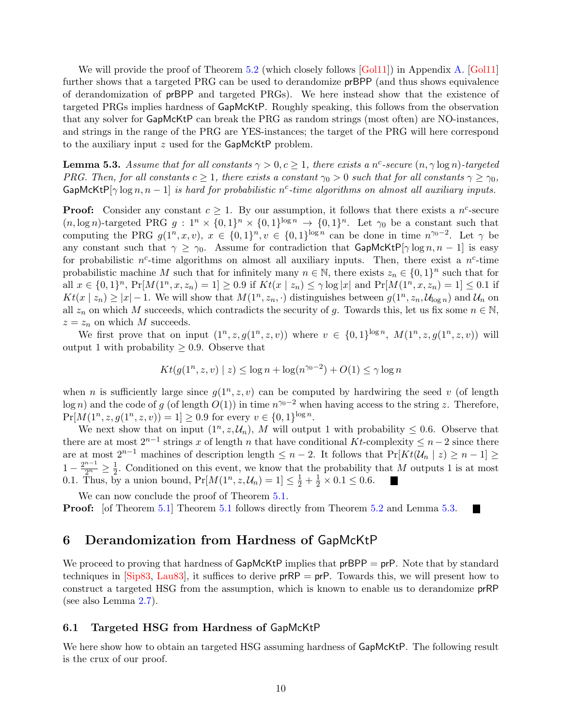We will provide the proof of Theorem 5.2 (which closely follows [Gol11]) in Appendix A. [Gol11] further shows that a targeted PRG can be used to derandomize prBPP (and thus shows equivalence of derandomization of prBPP and targeted PRGs). We here instead show that the existence of targeted PRGs implies hardness of GapMcKtP. Roughly speaking, this follows from the observation that any solver for GapMcKtP can break the PRG as random strings (most often) are NO-instances, and strings in the range of the PRG are YES-instances; the target of the PRG will here correspond to the auxiliary input $z$ used for the GapMcKtP problem.

**Lemma 5.3.** *Assume that for all constants $\gamma > 0, c \geq 1$, there exists a $n^c$-secure $(n, \gamma \log n)$-targeted PRG. Then, for all constants $c \geq 1$, there exists a constant $\gamma_0 > 0$ such that for all constants $\gamma \geq \gamma_0$, $\mathsf{GapMcKtP}[\gamma \log n, n-1]$ is hard for probabilistic $n^c$-time algorithms on almost all auxiliary inputs.*

**Proof:** Consider any constant $c \geq 1$. By our assumption, it follows that there exists a $n^c$-secure $(n, \log n)$-targeted PRG $g : 1^n \times \{0,1\}^n \times \{0,1\}^{\log n} \to \{0,1\}^n$. Let $\gamma_0$ be a constant such that computing the PRG $g(1^n, x, v)$, $x \in \{0,1\}^n, v \in \{0,1\}^{\log n}$ can be done in time $n^{\gamma_0 - 2}$. Let $\gamma$ be any constant such that $\gamma \geq \gamma_0$. Assume for contradiction that $\mathsf{GapMcKtP}[\gamma \log n, n-1]$ is easy for probabilistic $n^c$-time algorithms on almost all auxiliary inputs. Then, there exist a $n^c$-time probabilistic machine $M$ such that for infinitely many $n \in \mathbb{N}$, there exists $z_n \in \{0,1\}^n$ such that for all $x \in \{0,1\}^n$, $\Pr[M(1^n, x, z_n) = 1] \geq 0.9$ if $Kt(x \mid z_n) \leq \gamma \log |x|$ and $\Pr[M(1^n, x, z_n) = 1] \leq 0.1$ if $Kt(x \mid z_n) \geq |x| - 1$. We will show that $M(1^n, z_n, \cdot)$ distinguishes between $g(1^n, z_n, \mathcal{U}_{\log n})$ and $\mathcal{U}_n$ on all $z_n$ on which $M$ succeeds, which contradicts the security of $g$. Towards this, let us fix some $n \in \mathbb{N}$, $z = z_n$ on which $M$ succeeds.

We first prove that on input $(1^n, z, g(1^n, z, v))$ where $v \in \{0,1\}^{\log n}$, $M(1^n, z, g(1^n, z, v))$ will output 1 with probability $\geq 0.9$. Observe that

$$Kt(g(1^n, z, v) \mid z) \leq \log n + \log(n^{\gamma_0 - 2}) + O(1) \leq \gamma \log n$$

when $n$ is sufficiently large since $g(1^n, z, v)$ can be computed by hardwiring the seed $v$ (of length $\log n$) and the code of $g$ (of length $O(1)$) in time $n^{\gamma_0 - 2}$ when having access to the string $z$. Therefore, $\Pr[M(1^n, z, g(1^n, z, v)) = 1] \geq 0.9$ for every $v \in \{0,1\}^{\log n}$.

We next show that on input $(1^n, z, \mathcal{U}_n)$, $M$ will output 1 with probability $\leq 0.6$. Observe that there are at most $2^{n-1}$ strings $x$ of length $n$ that have conditional $Kt$-complexity $\leq n-2$ since there are at most $2^{n-1}$ machines of description length $\leq n-2$. It follows that $\Pr[Kt(\mathcal{U}_n \mid z) \geq n-1] \geq 1 - \frac{2^{n-1}}{2^n} \geq \frac{1}{2}$. Conditioned on this event, we know that the probability that $M$ outputs 1 is at most 0.1. Thus, by a union bound, $\Pr[M(1^n, z, \mathcal{U}_n) = 1] \leq \frac{1}{2} + \frac{1}{2} \times 0.1 \leq 0.6$. ■

We can now conclude the proof of Theorem 5.1.

**Proof:** [of Theorem 5.1] Theorem 5.1 follows directly from Theorem 5.2 and Lemma 5.3. ■

# 6 Derandomization from Hardness of GapMcKtP

We proceed to proving that hardness of GapMcKtP implies that prBPP = prP. Note that by standard techniques in [Sip83, Lau83], it suffices to derive prRP = prP. Towards this, we will present how to construct a targeted HSG from the assumption, which is known to enable us to derandomize prRP (see also Lemma 2.7).

## 6.1 Targeted HSG from Hardness of GapMcKtP

We here show how to obtain an targeted HSG assuming hardness of GapMcKtP. The following result is the crux of our proof.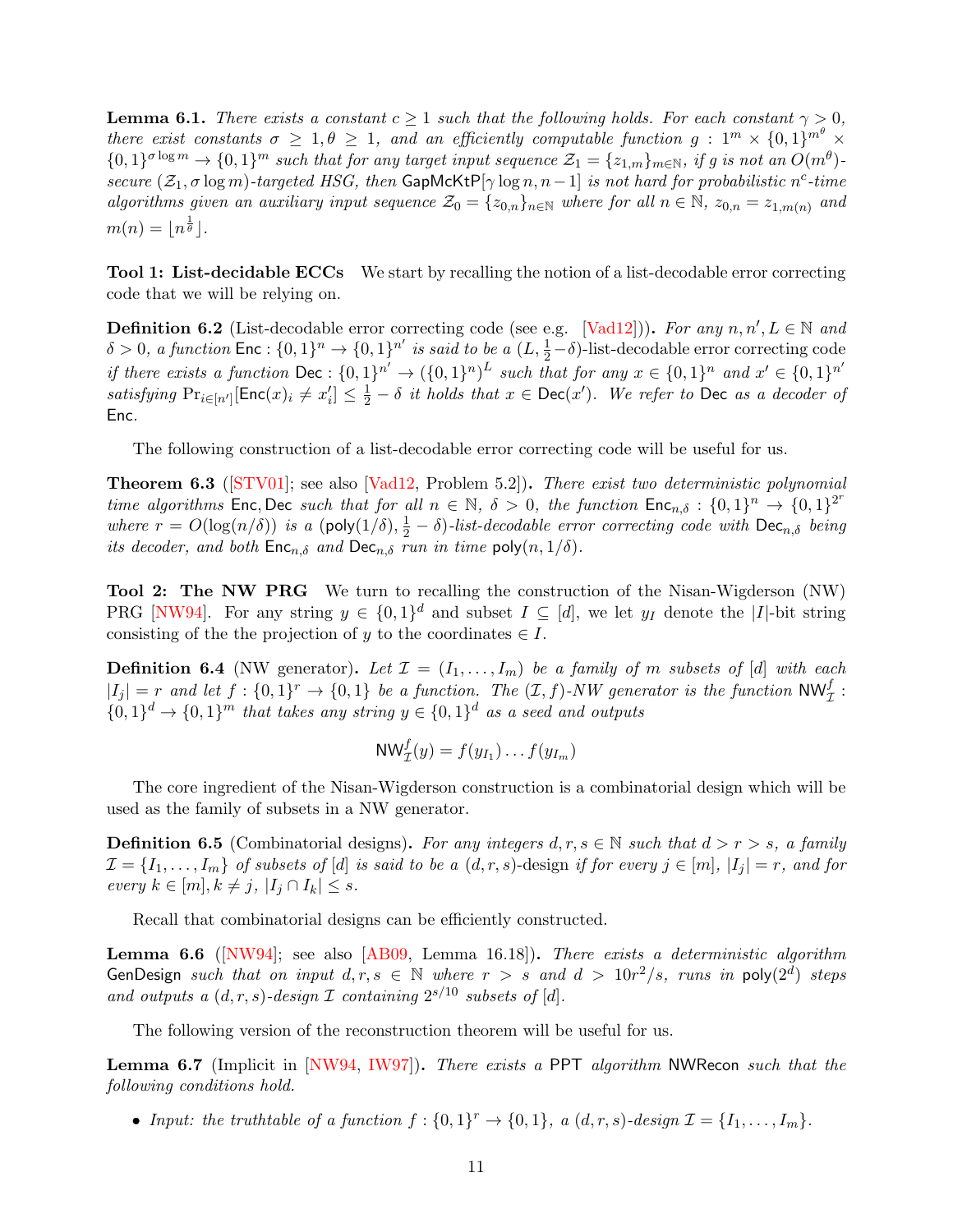**Lemma 6.1.** *There exists a constant $c \geq 1$ such that the following holds. For each constant $\gamma > 0$, there exist constants $\sigma \geq 1, \theta \geq 1$, and an efficiently computable function $g : 1^m \times \{0,1\}^{m^\theta} \times \{0,1\}^{\sigma \log m} \to \{0,1\}^m$ such that for any target input sequence $\mathcal{Z}_1 = \{z_{1,m}\}_{m \in \mathbb{N}}$, if $g$ is not an $O(m^\theta)$-secure $(\mathcal{Z}_1, \sigma \log m)$-targeted HSG, then $\mathsf{GapMcKtP}[\gamma \log n, n-1]$ is not hard for probabilistic $n^c$-time algorithms given an auxiliary input sequence $\mathcal{Z}_0 = \{z_{0,n}\}_{n \in \mathbb{N}}$ where for all $n \in \mathbb{N}$, $z_{0,n} = z_{1,m(n)}$ and $m(n) = \lfloor n^{\frac{1}{\theta}} \rfloor$.*

**Tool 1: List-decidable ECCs** We start by recalling the notion of a list-decodable error correcting code that we will be relying on.

**Definition 6.2** (List-decodable error correcting code (see e.g. [Vad12]))**.** *For any $n, n', L \in \mathbb{N}$ and $\delta > 0$, a function $\mathsf{Enc} : \{0,1\}^n \to \{0,1\}^{n'}$ is said to be a $(L, \frac{1}{2}-\delta)$-list-decodable error correcting code if there exists a function $\mathsf{Dec} : \{0,1\}^{n'} \to (\{0,1\}^n)^L$ such that for any $x \in \{0,1\}^n$ and $x' \in \{0,1\}^{n'}$ satisfying $\Pr_{i \in [n']}[\mathsf{Enc}(x)_i \neq x'_i] \leq \frac{1}{2} - \delta$ it holds that $x \in \mathsf{Dec}(x')$. We refer to $\mathsf{Dec}$ as a decoder of $\mathsf{Enc}$.*

The following construction of a list-decodable error correcting code will be useful for us.

**Theorem 6.3** ([STV01]; see also [Vad12, Problem 5.2])**.** *There exist two deterministic polynomial time algorithms $\mathsf{Enc}, \mathsf{Dec}$ such that for all $n \in \mathbb{N}$, $\delta > 0$, the function $\mathsf{Enc}_{n,\delta} : \{0,1\}^n \to \{0,1\}^{2^r}$ where $r = O(\log(n/\delta))$ is a $(\mathsf{poly}(1/\delta), \frac{1}{2} - \delta)$-list-decodable error correcting code with $\mathsf{Dec}_{n,\delta}$ being its decoder, and both $\mathsf{Enc}_{n,\delta}$ and $\mathsf{Dec}_{n,\delta}$ run in time $\mathsf{poly}(n, 1/\delta)$.*

**Tool 2: The NW PRG** We turn to recalling the construction of the Nisan-Wigderson (NW) PRG [NW94]. For any string $y \in \{0,1\}^d$ and subset $I \subseteq [d]$, we let $y_I$ denote the $|I|$-bit string consisting of the the projection of $y$ to the coordinates $\in I$.

**Definition 6.4** (NW generator)**.** *Let $\mathcal{I} = (I_1, \dots, I_m)$ be a family of $m$ subsets of $[d]$ with each $|I_j| = r$ and let $f : \{0,1\}^r \to \{0,1\}$ be a function. The $(\mathcal{I}, f)$-NW generator is the function $\mathsf{NW}^f_{\mathcal{I}} : \{0,1\}^d \to \{0,1\}^m$ that takes any string $y \in \{0,1\}^d$ as a seed and outputs*

$$\mathsf{NW}^f_{\mathcal{I}}(y) = f(y_{I_1}) \dots f(y_{I_m})$$

The core ingredient of the Nisan-Wigderson construction is a combinatorial design which will be used as the family of subsets in a NW generator.

**Definition 6.5** (Combinatorial designs)**.** *For any integers $d, r, s \in \mathbb{N}$ such that $d > r > s$, a family $\mathcal{I} = \{I_1, \dots, I_m\}$ of subsets of $[d]$ is said to be a $(d, r, s)$-design if for every $j \in [m]$, $|I_j| = r$, and for every $k \in [m], k \neq j$, $|I_j \cap I_k| \leq s$.*

Recall that combinatorial designs can be efficiently constructed.

**Lemma 6.6** ([NW94]; see also [AB09, Lemma 16.18])**.** *There exists a deterministic algorithm $\mathsf{GenDesign}$ such that on input $d, r, s \in \mathbb{N}$ where $r > s$ and $d > 10r^2/s$, runs in $\mathsf{poly}(2^d)$ steps and outputs a $(d, r, s)$-design $\mathcal{I}$ containing $2^{s/10}$ subsets of $[d]$.*

The following version of the reconstruction theorem will be useful for us.

**Lemma 6.7** (Implicit in [NW94, IW97])**.** *There exists a $\mathsf{PPT}$ algorithm $\mathsf{NWRecon}$ such that the following conditions hold.*

- *Input: the truthtable of a function $f : \{0,1\}^r \to \{0,1\}$, a $(d, r, s)$-design $\mathcal{I} = \{I_1, \dots, I_m\}$.*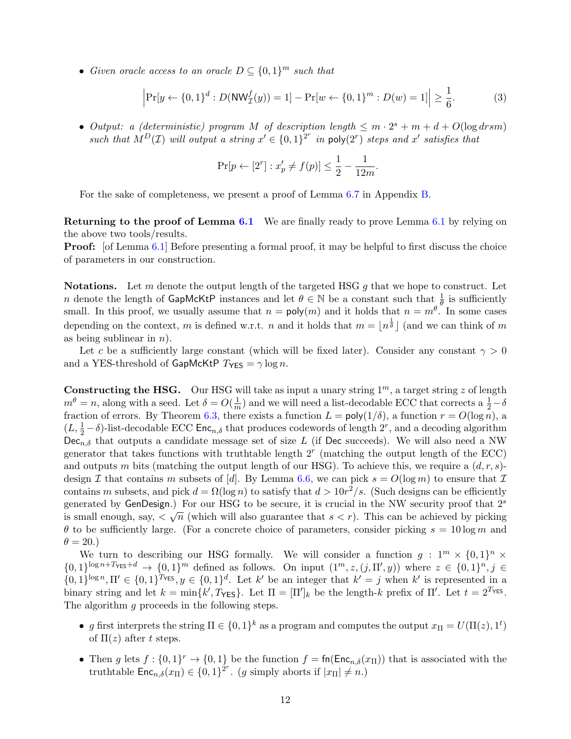- *Given oracle access to an oracle $D \subseteq \{0,1\}^m$ such that*

$$\left|\Pr[y \leftarrow \{0,1\}^d : D(\mathsf{NW}^f_{\mathcal{I}}(y)) = 1] - \Pr[w \leftarrow \{0,1\}^m : D(w) = 1]\right| \geq \frac{1}{6}. \tag{3}$$

- *Output: a (deterministic) program $M$ of description length $\leq m \cdot 2^s + m + d + O(\log drsm)$ such that $M^D(\mathcal{I})$ will output a string $x' \in \{0,1\}^{2^r}$ in $\mathsf{poly}(2^r)$ steps and $x'$ satisfies that*

$$\Pr[p \leftarrow [2^r] : x'_p \neq f(p)] \leq \frac{1}{2} - \frac{1}{12m}.$$

For the sake of completeness, we present a proof of Lemma 6.7 in Appendix B.

**Returning to the proof of Lemma 6.1** We are finally ready to prove Lemma 6.1 by relying on the above two tools/results.

**Proof:** [of Lemma 6.1] Before presenting a formal proof, it may be helpful to first discuss the choice of parameters in our construction.

**Notations.** Let $m$ denote the output length of the targeted HSG $g$ that we hope to construct. Let $n$ denote the length of $\mathsf{GapMcKtP}$ instances and let $\theta \in \mathbb{N}$ be a constant such that $\frac{1}{\theta}$ is sufficiently small. In this proof, we usually assume that $n = \mathsf{poly}(m)$ and it holds that $n = m^\theta$. In some cases depending on the context, $m$ is defined w.r.t. $n$ and it holds that $m = \lfloor n^{\frac{1}{\theta}} \rfloor$ (and we can think of $m$ as being sublinear in $n$).

Let $c$ be a sufficiently large constant (which will be fixed later). Consider any constant $\gamma > 0$ and a YES-threshold of $\mathsf{GapMcKtP}$ $T_{\mathsf{YES}} = \gamma \log n$.

**Constructing the HSG.** Our HSG will take as input a unary string $1^m$, a target string $z$ of length $m^\theta = n$, along with a seed. Let $\delta = O(\frac{1}{m})$ and we will need a list-decodable ECC that corrects a $\frac{1}{2} - \delta$ fraction of errors. By Theorem 6.3, there exists a function $L = \mathsf{poly}(1/\delta)$, a function $r = O(\log n)$, a $(L, \frac{1}{2} - \delta)$-list-decodable ECC $\mathsf{Enc}_{n,\delta}$ that produces codewords of length $2^r$, and a decoding algorithm $\mathsf{Dec}_{n,\delta}$ that outputs a candidate message set of size $L$ (if $\mathsf{Dec}$ succeeds). We will also need a NW generator that takes functions with truthtable length $2^r$ (matching the output length of the ECC) and outputs $m$ bits (matching the output length of our HSG). To achieve this, we require a $(d, r, s)$-design $\mathcal{I}$ that contains $m$ subsets of $[d]$. By Lemma 6.6, we can pick $s = O(\log m)$ to ensure that $\mathcal{I}$ contains $m$ subsets, and pick $d = \Omega(\log n)$ to satisfy that $d > 10r^2/s$. (Such designs can be efficiently generated by $\mathsf{GenDesign}$.) For our HSG to be secure, it is crucial in the NW security proof that $2^s$ is small enough, say, $< \sqrt{n}$ (which will also guarantee that $s < r$). This can be achieved by picking $\theta$ to be sufficiently large. (For a concrete choice of parameters, consider picking $s = 10 \log m$ and $\theta = 20$.)

We turn to describing our HSG formally. We will consider a function $g : 1^m \times \{0,1\}^n \times \{0,1\}^{\log n + T_{\mathsf{YES}} + d} \rightarrow \{0,1\}^m$ defined as follows. On input $(1^m, z, (j, \Pi', y))$ where $z \in \{0,1\}^n, j \in \{0,1\}^{\log n}, \Pi' \in \{0,1\}^{T_{\mathsf{YES}}}, y \in \{0,1\}^d$. Let $k'$ be an integer that $k' = j$ when $k'$ is represented in a binary string and let $k = \min\{k', T_{\mathsf{YES}}\}$. Let $\Pi = [\Pi']_k$ be the length-$k$ prefix of $\Pi'$. Let $t = 2^{T_{\mathsf{YES}}}$. The algorithm $g$ proceeds in the following steps.

- $g$ first interprets the string $\Pi \in \{0,1\}^k$ as a program and computes the output $x_\Pi = U(\Pi(z), 1^t)$ of $\Pi(z)$ after $t$ steps.
- Then $g$ lets $f : \{0,1\}^r \rightarrow \{0,1\}$ be the function $f = \mathsf{fn}(\mathsf{Enc}_{n,\delta}(x_\Pi))$ that is associated with the truthtable $\mathsf{Enc}_{n,\delta}(x_\Pi) \in \{0,1\}^{2^r}$. ($g$ simply aborts if $|x_\Pi| \neq n$.)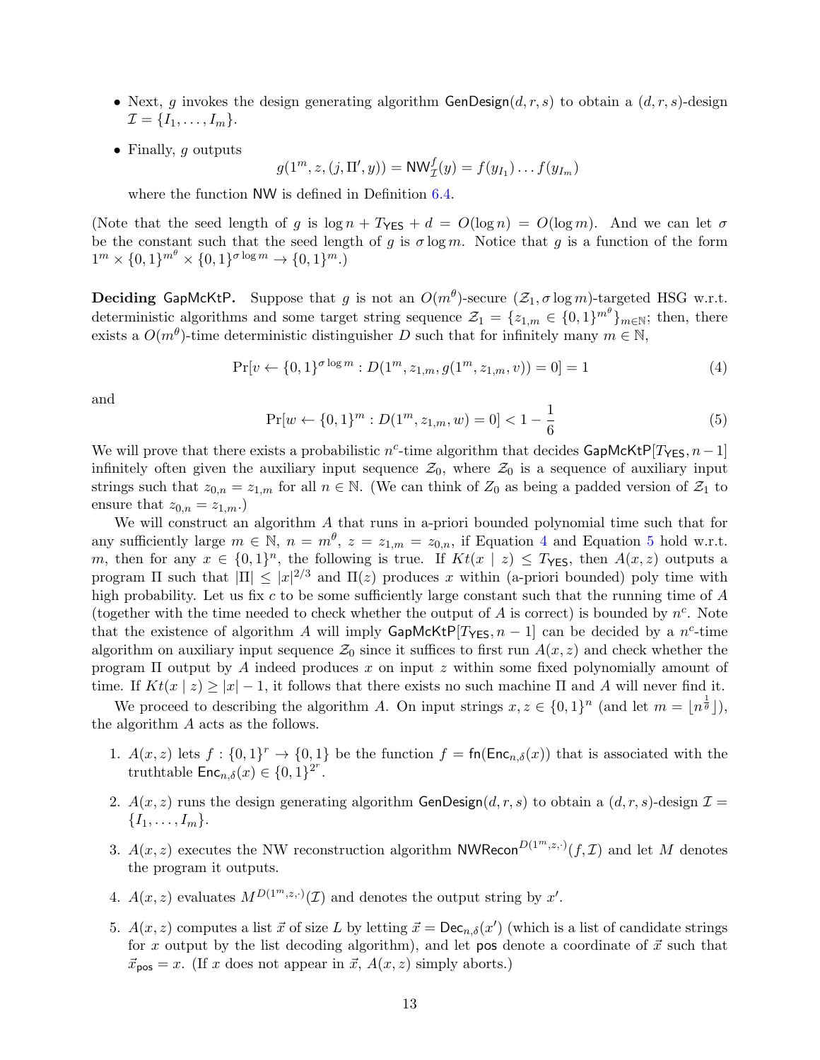- Next, $g$ invokes the design generating algorithm $\mathsf{GenDesign}(d, r, s)$ to obtain a $(d, r, s)$-design $\mathcal{I} = \{I_1, \ldots, I_m\}$.
- Finally, $g$ outputs

$$g(1^m, z, (j, \Pi', y)) = \mathsf{NW}^f_{\mathcal{I}}(y) = f(y_{I_1}) \ldots f(y_{I_m})$$

where the function $\mathsf{NW}$ is defined in Definition 6.4.

(Note that the seed length of $g$ is $\log n + T_{\mathsf{YES}} + d = O(\log n) = O(\log m)$. And we can let $\sigma$ be the constant such that the seed length of $g$ is $\sigma \log m$. Notice that $g$ is a function of the form $1^m \times \{0,1\}^{m^\theta} \times \{0,1\}^{\sigma \log m} \to \{0,1\}^m$.)

**Deciding $\mathsf{GapMcKtP}$.** Suppose that $g$ is not an $O(m^\theta)$-secure $(\mathcal{Z}_1, \sigma \log m)$-targeted HSG w.r.t. deterministic algorithms and some target string sequence $\mathcal{Z}_1 = \{z_{1,m} \in \{0,1\}^{m^\theta}\}_{m \in \mathbb{N}}$; then, there exists a $O(m^\theta)$-time deterministic distinguisher $D$ such that for infinitely many $m \in \mathbb{N}$,

$$\Pr[v \leftarrow \{0,1\}^{\sigma \log m} : D(1^m, z_{1,m}, g(1^m, z_{1,m}, v)) = 0] = 1 \tag{4}$$

and

$$\Pr[w \leftarrow \{0,1\}^m : D(1^m, z_{1,m}, w) = 0] < 1 - \frac{1}{6} \tag{5}$$

We will prove that there exists a probabilistic $n^c$-time algorithm that decides $\mathsf{GapMcKtP}[T_{\mathsf{YES}}, n-1]$ infinitely often given the auxiliary input sequence $\mathcal{Z}_0$, where $\mathcal{Z}_0$ is a sequence of auxiliary input strings such that $z_{0,n} = z_{1,m}$ for all $n \in \mathbb{N}$. (We can think of $Z_0$ as being a padded version of $\mathcal{Z}_1$ to ensure that $z_{0,n} = z_{1,m}$.)

We will construct an algorithm $A$ that runs in a-priori bounded polynomial time such that for any sufficiently large $m \in \mathbb{N}$, $n = m^\theta$, $z = z_{1,m} = z_{0,n}$, if Equation 4 and Equation 5 hold w.r.t. $m$, then for any $x \in \{0,1\}^n$, the following is true. If $Kt(x \mid z) \leq T_{\mathsf{YES}}$, then $A(x, z)$ outputs a program $\Pi$ such that $|\Pi| \leq |x|^{2/3}$ and $\Pi(z)$ produces $x$ within (a-priori bounded) poly time with high probability. Let us fix $c$ to be some sufficiently large constant such that the running time of $A$ (together with the time needed to check whether the output of $A$ is correct) is bounded by $n^c$. Note that the existence of algorithm $A$ will imply $\mathsf{GapMcKtP}[T_{\mathsf{YES}}, n-1]$ can be decided by a $n^c$-time algorithm on auxiliary input sequence $\mathcal{Z}_0$ since it suffices to first run $A(x, z)$ and check whether the program $\Pi$ output by $A$ indeed produces $x$ on input $z$ within some fixed polynomially amount of time. If $Kt(x \mid z) \geq |x| - 1$, it follows that there exists no such machine $\Pi$ and $A$ will never find it.

We proceed to describing the algorithm $A$. On input strings $x, z \in \{0,1\}^n$ (and let $m = \lfloor n^{\frac{1}{\theta}} \rfloor$), the algorithm $A$ acts as the follows.

1. $A(x, z)$ lets $f : \{0,1\}^r \to \{0,1\}$ be the function $f = \mathsf{fn}(\mathsf{Enc}_{n,\delta}(x))$ that is associated with the truthtable $\mathsf{Enc}_{n,\delta}(x) \in \{0,1\}^{2^r}$.
2. $A(x, z)$ runs the design generating algorithm $\mathsf{GenDesign}(d, r, s)$ to obtain a $(d, r, s)$-design $\mathcal{I} = \{I_1, \ldots, I_m\}$.
3. $A(x, z)$ executes the NW reconstruction algorithm $\mathsf{NWRecon}^{D(1^m, z, \cdot)}(f, \mathcal{I})$ and let $M$ denotes the program it outputs.
4. $A(x, z)$ evaluates $M^{D(1^m, z, \cdot)}(\mathcal{I})$ and denotes the output string by $x'$.
5. $A(x, z)$ computes a list $\vec{x}$ of size $L$ by letting $\vec{x} = \mathsf{Dec}_{n,\delta}(x')$ (which is a list of candidate strings for $x$ output by the list decoding algorithm), and let $\mathsf{pos}$ denote a coordinate of $\vec{x}$ such that $\vec{x}_{\mathsf{pos}} = x$. (If $x$ does not appear in $\vec{x}$, $A(x, z)$ simply aborts.)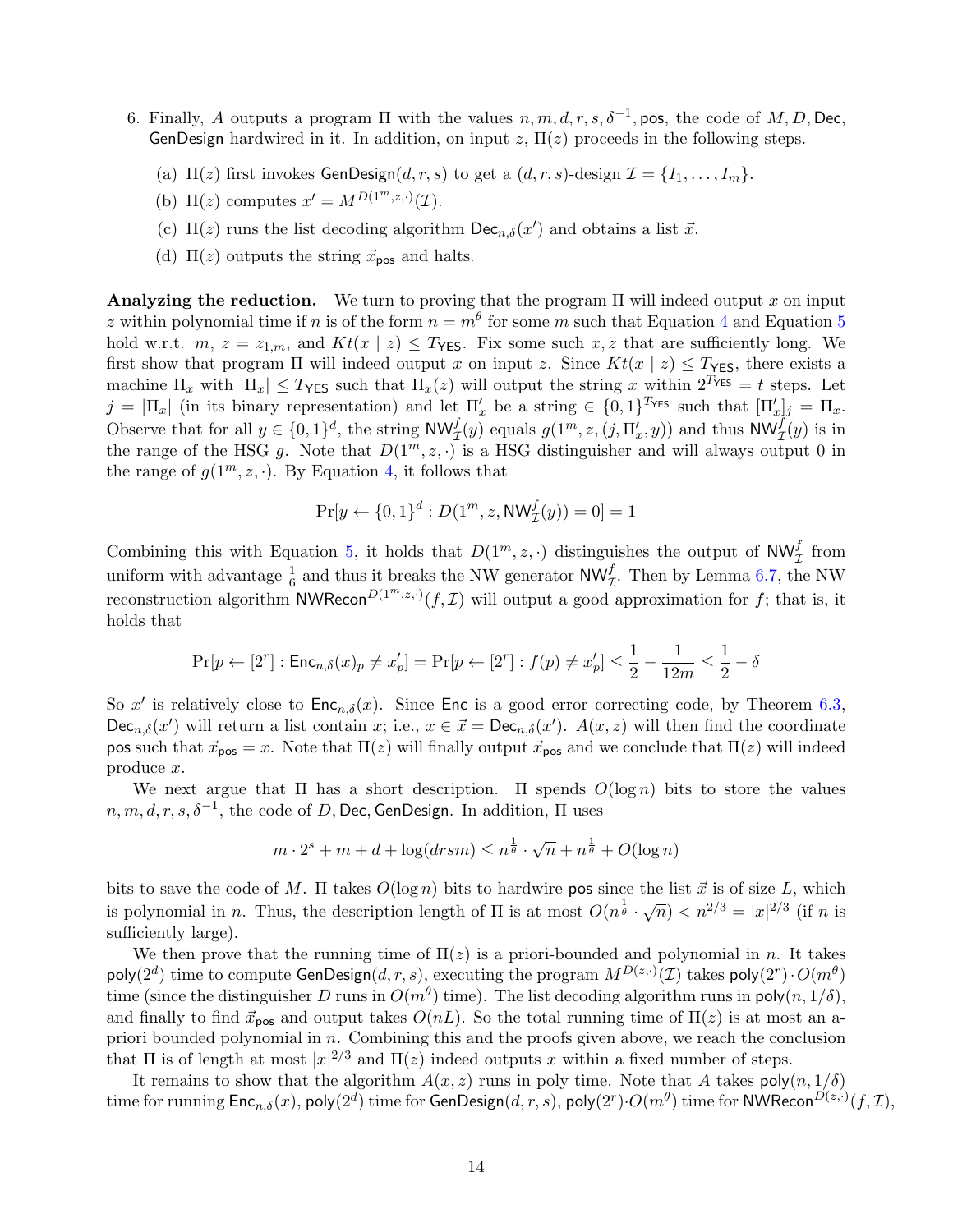6. Finally, $A$ outputs a program $\Pi$ with the values $n, m, d, r, s, \delta^{-1}, \mathsf{pos}$, the code of $M, D, \mathsf{Dec}$, $\mathsf{GenDesign}$ hardwired in it. In addition, on input $z$, $\Pi(z)$ proceeds in the following steps.

   (a) $\Pi(z)$ first invokes $\mathsf{GenDesign}(d, r, s)$ to get a $(d, r, s)$-design $\mathcal{I} = \{I_1, \ldots, I_m\}$.

   (b) $\Pi(z)$ computes $x' = M^{D(1^m, z, \cdot)}(\mathcal{I})$.

   (c) $\Pi(z)$ runs the list decoding algorithm $\mathsf{Dec}_{n,\delta}(x')$ and obtains a list $\vec{x}$.

   (d) $\Pi(z)$ outputs the string $\vec{x}_{\mathsf{pos}}$ and halts.

**Analyzing the reduction.** We turn to proving that the program $\Pi$ will indeed output $x$ on input $z$ within polynomial time if $n$ is of the form $n = m^\theta$ for some $m$ such that Equation 4 and Equation 5 hold w.r.t. $m$, $z = z_{1,m}$, and $Kt(x \mid z) \leq T_{\mathsf{YES}}$. Fix some such $x, z$ that are sufficiently long. We first show that program $\Pi$ will indeed output $x$ on input $z$. Since $Kt(x \mid z) \leq T_{\mathsf{YES}}$, there exists a machine $\Pi_x$ with $|\Pi_x| \leq T_{\mathsf{YES}}$ such that $\Pi_x(z)$ will output the string $x$ within $2^{T_{\mathsf{YES}}} = t$ steps. Let $j = |\Pi_x|$ (in its binary representation) and let $\Pi'_x$ be a string $\in \{0,1\}^{T_{\mathsf{YES}}}$ such that $[\Pi'_x]_j = \Pi_x$. Observe that for all $y \in \{0,1\}^d$, the string $\mathsf{NW}^f_{\mathcal{I}}(y)$ equals $g(1^m, z, (j, \Pi'_x, y))$ and thus $\mathsf{NW}^f_{\mathcal{I}}(y)$ is in the range of the HSG $g$. Note that $D(1^m, z, \cdot)$ is a HSG distinguisher and will always output 0 in the range of $g(1^m, z, \cdot)$. By Equation 4, it follows that

$$\Pr[y \leftarrow \{0,1\}^d : D(1^m, z, \mathsf{NW}^f_{\mathcal{I}}(y)) = 0] = 1$$

Combining this with Equation 5, it holds that $D(1^m, z, \cdot)$ distinguishes the output of $\mathsf{NW}^f_{\mathcal{I}}$ from uniform with advantage $\frac{1}{6}$ and thus it breaks the NW generator $\mathsf{NW}^f_{\mathcal{I}}$. Then by Lemma 6.7, the NW reconstruction algorithm $\mathsf{NWRecon}^{D(1^m, z, \cdot)}(f, \mathcal{I})$ will output a good approximation for $f$; that is, it holds that

$$\Pr[p \leftarrow [2^r] : \mathsf{Enc}_{n,\delta}(x)_p \neq x'_p] = \Pr[p \leftarrow [2^r] : f(p) \neq x'_p] \leq \frac{1}{2} - \frac{1}{12m} \leq \frac{1}{2} - \delta$$

So $x'$ is relatively close to $\mathsf{Enc}_{n,\delta}(x)$. Since $\mathsf{Enc}$ is a good error correcting code, by Theorem 6.3, $\mathsf{Dec}_{n,\delta}(x')$ will return a list contain $x$; i.e., $x \in \vec{x} = \mathsf{Dec}_{n,\delta}(x')$. $A(x, z)$ will then find the coordinate $\mathsf{pos}$ such that $\vec{x}_{\mathsf{pos}} = x$. Note that $\Pi(z)$ will finally output $\vec{x}_{\mathsf{pos}}$ and we conclude that $\Pi(z)$ will indeed produce $x$.

We next argue that $\Pi$ has a short description. $\Pi$ spends $O(\log n)$ bits to store the values $n, m, d, r, s, \delta^{-1}$, the code of $D, \mathsf{Dec}, \mathsf{GenDesign}$. In addition, $\Pi$ uses

$$m \cdot 2^s + m + d + \log(drsm) \leq n^{\frac{1}{\theta}} \cdot \sqrt{n} + n^{\frac{1}{\theta}} + O(\log n)$$

bits to save the code of $M$. $\Pi$ takes $O(\log n)$ bits to hardwire $\mathsf{pos}$ since the list $\vec{x}$ is of size $L$, which is polynomial in $n$. Thus, the description length of $\Pi$ is at most $O(n^{\frac{1}{\theta}} \cdot \sqrt{n}) < n^{2/3} = |x|^{2/3}$ (if $n$ is sufficiently large).

We then prove that the running time of $\Pi(z)$ is a priori-bounded and polynomial in $n$. It takes $\mathsf{poly}(2^d)$ time to compute $\mathsf{GenDesign}(d, r, s)$, executing the program $M^{D(z,\cdot)}(\mathcal{I})$ takes $\mathsf{poly}(2^r) \cdot O(m^\theta)$ time (since the distinguisher $D$ runs in $O(m^\theta)$ time). The list decoding algorithm runs in $\mathsf{poly}(n, 1/\delta)$, and finally to find $\vec{x}_{\mathsf{pos}}$ and output takes $O(nL)$. So the total running time of $\Pi(z)$ is at most an a-priori bounded polynomial in $n$. Combining this and the proofs given above, we reach the conclusion that $\Pi$ is of length at most $|x|^{2/3}$ and $\Pi(z)$ indeed outputs $x$ within a fixed number of steps.

It remains to show that the algorithm $A(x, z)$ runs in poly time. Note that $A$ takes $\mathsf{poly}(n, 1/\delta)$ time for running $\mathsf{Enc}_{n,\delta}(x)$, $\mathsf{poly}(2^d)$ time for $\mathsf{GenDesign}(d, r, s)$, $\mathsf{poly}(2^r) \cdot O(m^\theta)$ time for $\mathsf{NWRecon}^{D(z,\cdot)}(f, \mathcal{I})$,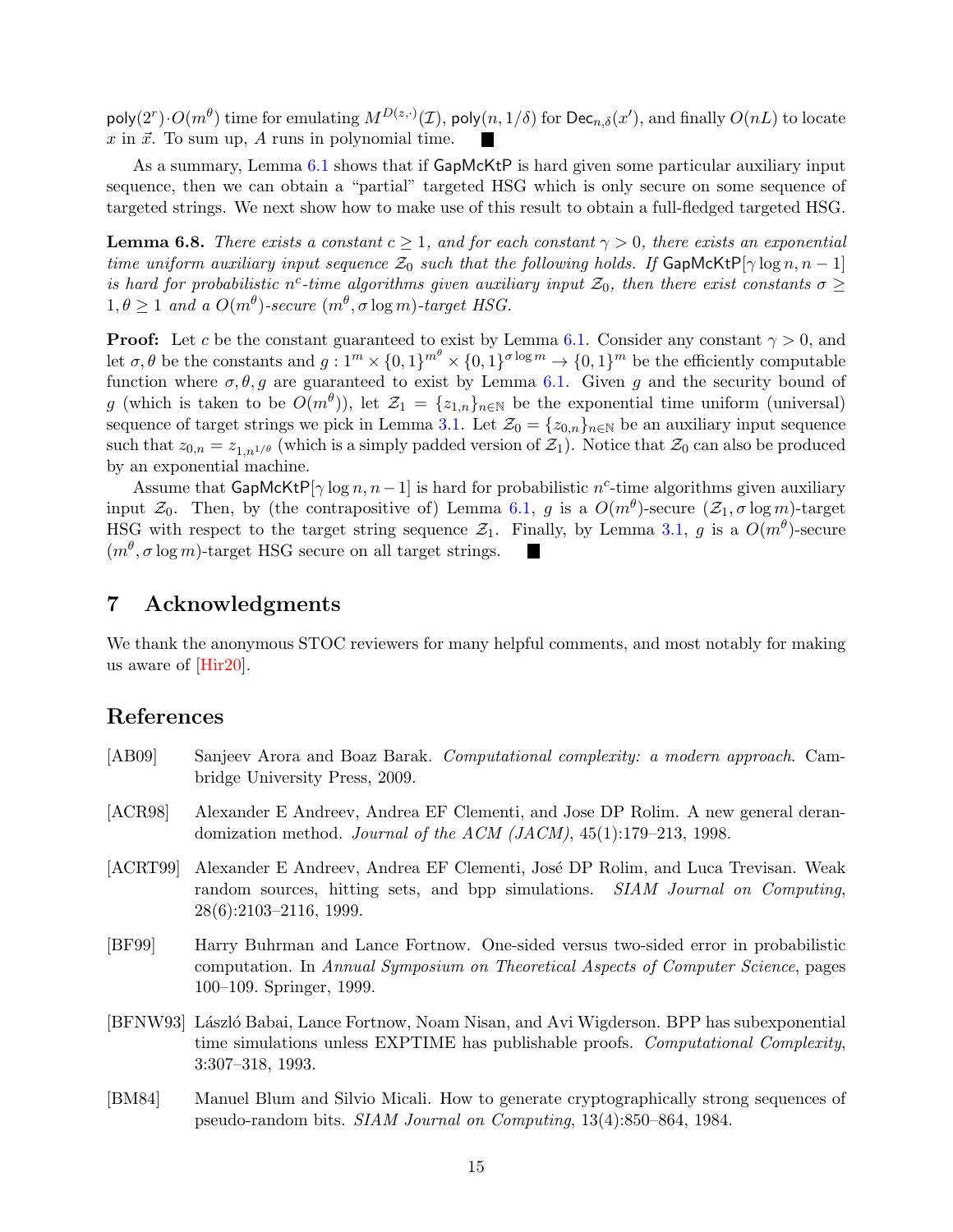$\mathsf{poly}(2^r)\cdot O(m^\theta)$ time for emulating $M^{D(z,\cdot)}(\mathcal{I})$, $\mathsf{poly}(n, 1/\delta)$ for $\mathsf{Dec}_{n,\delta}(x')$, and finally $O(nL)$ to locate $x$ in $\vec{x}$. To sum up, $A$ runs in polynomial time. ∎

As a summary, Lemma 6.1 shows that if $\mathsf{GapMcKtP}$ is hard given some particular auxiliary input sequence, then we can obtain a "partial" targeted HSG which is only secure on some sequence of targeted strings. We next show how to make use of this result to obtain a full-fledged targeted HSG.

**Lemma 6.8.** *There exists a constant $c \geq 1$, and for each constant $\gamma > 0$, there exists an exponential time uniform auxiliary input sequence $\mathcal{Z}_0$ such that the following holds. If $\mathsf{GapMcKtP}[\gamma \log n, n-1]$ is hard for probabilistic $n^c$-time algorithms given auxiliary input $\mathcal{Z}_0$, then there exist constants $\sigma \geq 1, \theta \geq 1$ and a $O(m^\theta)$-secure $(m^\theta, \sigma \log m)$-target HSG.*

**Proof:** Let $c$ be the constant guaranteed to exist by Lemma 6.1. Consider any constant $\gamma > 0$, and let $\sigma, \theta$ be the constants and $g : 1^m \times \{0,1\}^{m^\theta} \times \{0,1\}^{\sigma \log m} \rightarrow \{0,1\}^m$ be the efficiently computable function where $\sigma, \theta, g$ are guaranteed to exist by Lemma 6.1. Given $g$ and the security bound of $g$ (which is taken to be $O(m^\theta)$), let $\mathcal{Z}_1 = \{z_{1,n}\}_{n\in\mathbb{N}}$ be the exponential time uniform (universal) sequence of target strings we pick in Lemma 3.1. Let $\mathcal{Z}_0 = \{z_{0,n}\}_{n\in\mathbb{N}}$ be an auxiliary input sequence such that $z_{0,n} = z_{1,n^{1/\theta}}$ (which is a simply padded version of $\mathcal{Z}_1$). Notice that $\mathcal{Z}_0$ can also be produced by an exponential machine.

Assume that $\mathsf{GapMcKtP}[\gamma \log n, n-1]$ is hard for probabilistic $n^c$-time algorithms given auxiliary input $\mathcal{Z}_0$. Then, by (the contrapositive of) Lemma 6.1, $g$ is a $O(m^\theta)$-secure $(\mathcal{Z}_1, \sigma \log m)$-target HSG with respect to the target string sequence $\mathcal{Z}_1$. Finally, by Lemma 3.1, $g$ is a $O(m^\theta)$-secure $(m^\theta, \sigma \log m)$-target HSG secure on all target strings. ∎

# 7 Acknowledgments

We thank the anonymous STOC reviewers for many helpful comments, and most notably for making us aware of [Hir20].

# References

[AB09] Sanjeev Arora and Boaz Barak. *Computational complexity: a modern approach*. Cambridge University Press, 2009.

[ACR98] Alexander E Andreev, Andrea EF Clementi, and Jose DP Rolim. A new general derandomization method. *Journal of the ACM (JACM)*, 45(1):179–213, 1998.

[ACRT99] Alexander E Andreev, Andrea EF Clementi, José DP Rolim, and Luca Trevisan. Weak random sources, hitting sets, and bpp simulations. *SIAM Journal on Computing*, 28(6):2103–2116, 1999.

[BF99] Harry Buhrman and Lance Fortnow. One-sided versus two-sided error in probabilistic computation. In *Annual Symposium on Theoretical Aspects of Computer Science*, pages 100–109. Springer, 1999.

[BFNW93] László Babai, Lance Fortnow, Noam Nisan, and Avi Wigderson. BPP has subexponential time simulations unless EXPTIME has publishable proofs. *Computational Complexity*, 3:307–318, 1993.

[BM84] Manuel Blum and Silvio Micali. How to generate cryptographically strong sequences of pseudo-random bits. *SIAM Journal on Computing*, 13(4):850–864, 1984.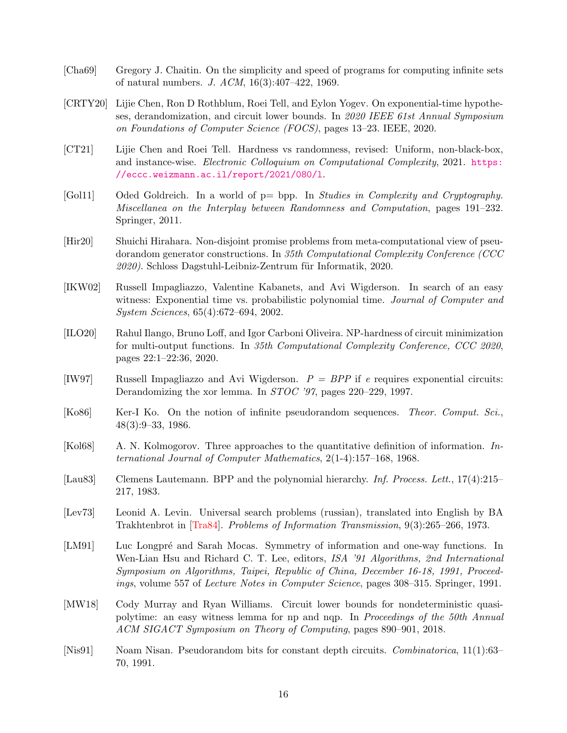[Cha69] Gregory J. Chaitin. On the simplicity and speed of programs for computing infinite sets of natural numbers. *J. ACM*, 16(3):407–422, 1969.

[CRTY20] Lijie Chen, Ron D Rothblum, Roei Tell, and Eylon Yogev. On exponential-time hypotheses, derandomization, and circuit lower bounds. In *2020 IEEE 61st Annual Symposium on Foundations of Computer Science (FOCS)*, pages 13–23. IEEE, 2020.

[CT21] Lijie Chen and Roei Tell. Hardness vs randomness, revised: Uniform, non-black-box, and instance-wise. *Electronic Colloquium on Computational Complexity*, 2021. https://eccc.weizmann.ac.il/report/2021/080/l.

[Gol11] Oded Goldreich. In a world of p= bpp. In *Studies in Complexity and Cryptography. Miscellanea on the Interplay between Randomness and Computation*, pages 191–232. Springer, 2011.

[Hir20] Shuichi Hirahara. Non-disjoint promise problems from meta-computational view of pseudorandom generator constructions. In *35th Computational Complexity Conference (CCC 2020)*. Schloss Dagstuhl-Leibniz-Zentrum für Informatik, 2020.

[IKW02] Russell Impagliazzo, Valentine Kabanets, and Avi Wigderson. In search of an easy witness: Exponential time vs. probabilistic polynomial time. *Journal of Computer and System Sciences*, 65(4):672–694, 2002.

[ILO20] Rahul Ilango, Bruno Loff, and Igor Carboni Oliveira. NP-hardness of circuit minimization for multi-output functions. In *35th Computational Complexity Conference, CCC 2020*, pages 22:1–22:36, 2020.

[IW97] Russell Impagliazzo and Avi Wigderson. $P = BPP$ if $e$ requires exponential circuits: Derandomizing the xor lemma. In *STOC '97*, pages 220–229, 1997.

[Ko86] Ker-I Ko. On the notion of infinite pseudorandom sequences. *Theor. Comput. Sci.*, 48(3):9–33, 1986.

[Kol68] A. N. Kolmogorov. Three approaches to the quantitative definition of information. *International Journal of Computer Mathematics*, 2(1-4):157–168, 1968.

[Lau83] Clemens Lautemann. BPP and the polynomial hierarchy. *Inf. Process. Lett.*, 17(4):215–217, 1983.

[Lev73] Leonid A. Levin. Universal search problems (russian), translated into English by BA Trakhtenbrot in [Tra84]. *Problems of Information Transmission*, 9(3):265–266, 1973.

[LM91] Luc Longpré and Sarah Mocas. Symmetry of information and one-way functions. In Wen-Lian Hsu and Richard C. T. Lee, editors, *ISA '91 Algorithms, 2nd International Symposium on Algorithms, Taipei, Republic of China, December 16-18, 1991, Proceedings*, volume 557 of *Lecture Notes in Computer Science*, pages 308–315. Springer, 1991.

[MW18] Cody Murray and Ryan Williams. Circuit lower bounds for nondeterministic quasi-polytime: an easy witness lemma for np and nqp. In *Proceedings of the 50th Annual ACM SIGACT Symposium on Theory of Computing*, pages 890–901, 2018.

[Nis91] Noam Nisan. Pseudorandom bits for constant depth circuits. *Combinatorica*, 11(1):63–70, 1991.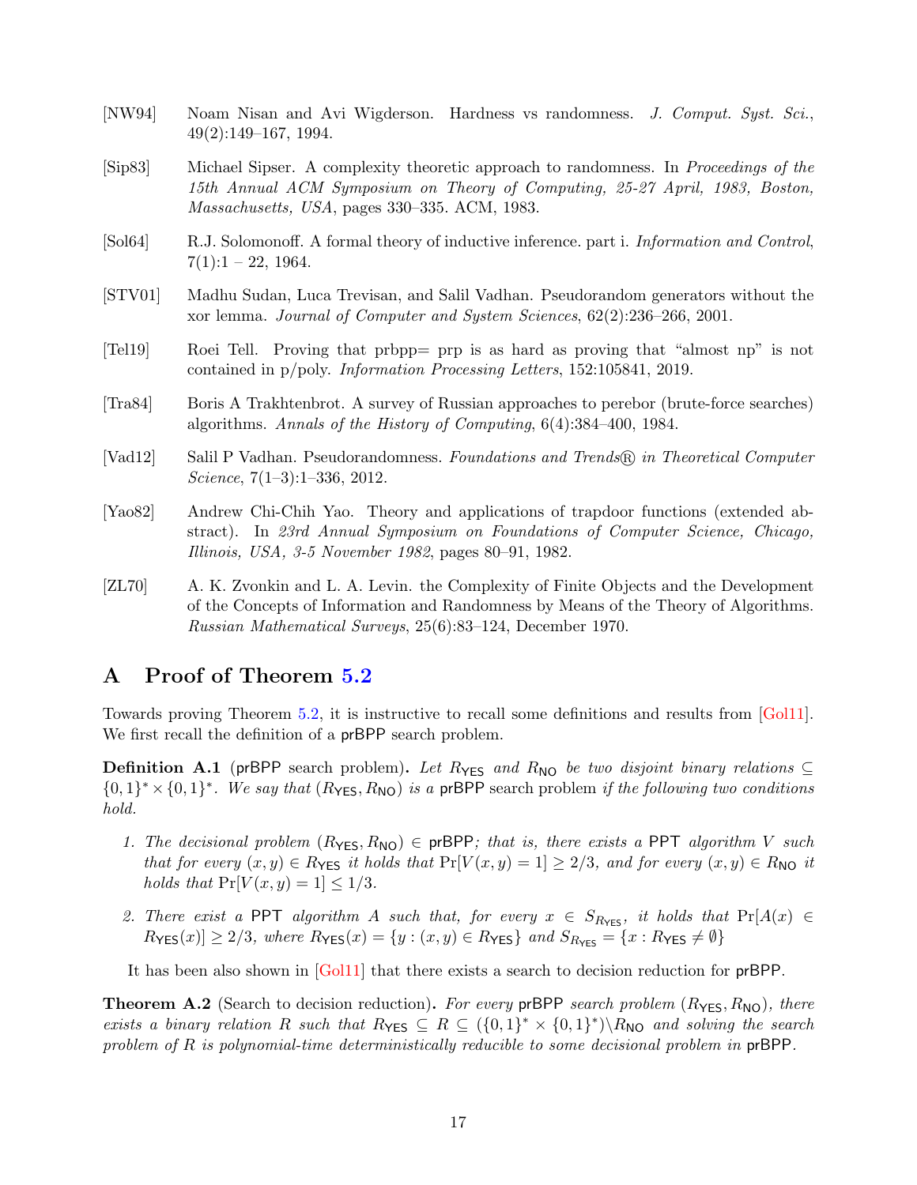[NW94] Noam Nisan and Avi Wigderson. Hardness vs randomness. *J. Comput. Syst. Sci.*, 49(2):149–167, 1994.

[Sip83] Michael Sipser. A complexity theoretic approach to randomness. In *Proceedings of the 15th Annual ACM Symposium on Theory of Computing, 25-27 April, 1983, Boston, Massachusetts, USA*, pages 330–335. ACM, 1983.

[Sol64] R.J. Solomonoff. A formal theory of inductive inference. part i. *Information and Control*, 7(1):1 – 22, 1964.

[STV01] Madhu Sudan, Luca Trevisan, and Salil Vadhan. Pseudorandom generators without the xor lemma. *Journal of Computer and System Sciences*, 62(2):236–266, 2001.

[Tel19] Roei Tell. Proving that prbpp= prp is as hard as proving that "almost np" is not contained in p/poly. *Information Processing Letters*, 152:105841, 2019.

[Tra84] Boris A Trakhtenbrot. A survey of Russian approaches to perebor (brute-force searches) algorithms. *Annals of the History of Computing*, 6(4):384–400, 1984.

[Vad12] Salil P Vadhan. Pseudorandomness. *Foundations and Trends® in Theoretical Computer Science*, 7(1–3):1–336, 2012.

[Yao82] Andrew Chi-Chih Yao. Theory and applications of trapdoor functions (extended abstract). In *23rd Annual Symposium on Foundations of Computer Science, Chicago, Illinois, USA, 3-5 November 1982*, pages 80–91, 1982.

[ZL70] A. K. Zvonkin and L. A. Levin. the Complexity of Finite Objects and the Development of the Concepts of Information and Randomness by Means of the Theory of Algorithms. *Russian Mathematical Surveys*, 25(6):83–124, December 1970.

# A Proof of Theorem 5.2

Towards proving Theorem 5.2, it is instructive to recall some definitions and results from [Gol11]. We first recall the definition of a prBPP search problem.

**Definition A.1** (prBPP search problem)**.** *Let $R_{\mathsf{YES}}$ and $R_{\mathsf{NO}}$ be two disjoint binary relations $\subseteq \{0,1\}^* \times \{0,1\}^*$. We say that $(R_{\mathsf{YES}}, R_{\mathsf{NO}})$ is a* prBPP search problem *if the following two conditions hold.*

1. *The decisional problem $(R_{\mathsf{YES}}, R_{\mathsf{NO}}) \in$ prBPP; that is, there exists a PPT algorithm $V$ such that for every $(x, y) \in R_{\mathsf{YES}}$ it holds that $\Pr[V(x, y) = 1] \geq 2/3$, and for every $(x, y) \in R_{\mathsf{NO}}$ it holds that $\Pr[V(x, y) = 1] \leq 1/3$.*
2. *There exist a PPT algorithm $A$ such that, for every $x \in S_{R_{\mathsf{YES}}}$, it holds that $\Pr[A(x) \in R_{\mathsf{YES}}(x)] \geq 2/3$, where $R_{\mathsf{YES}}(x) = \{y : (x, y) \in R_{\mathsf{YES}}\}$ and $S_{R_{\mathsf{YES}}} = \{x : R_{\mathsf{YES}} \neq \emptyset\}$*

It has been also shown in [Gol11] that there exists a search to decision reduction for prBPP.

**Theorem A.2** (Search to decision reduction)**.** *For every prBPP search problem $(R_{\mathsf{YES}}, R_{\mathsf{NO}})$, there exists a binary relation $R$ such that $R_{\mathsf{YES}} \subseteq R \subseteq (\{0,1\}^* \times \{0,1\}^*) \backslash R_{\mathsf{NO}}$ and solving the search problem of $R$ is polynomial-time deterministically reducible to some decisional problem in prBPP.*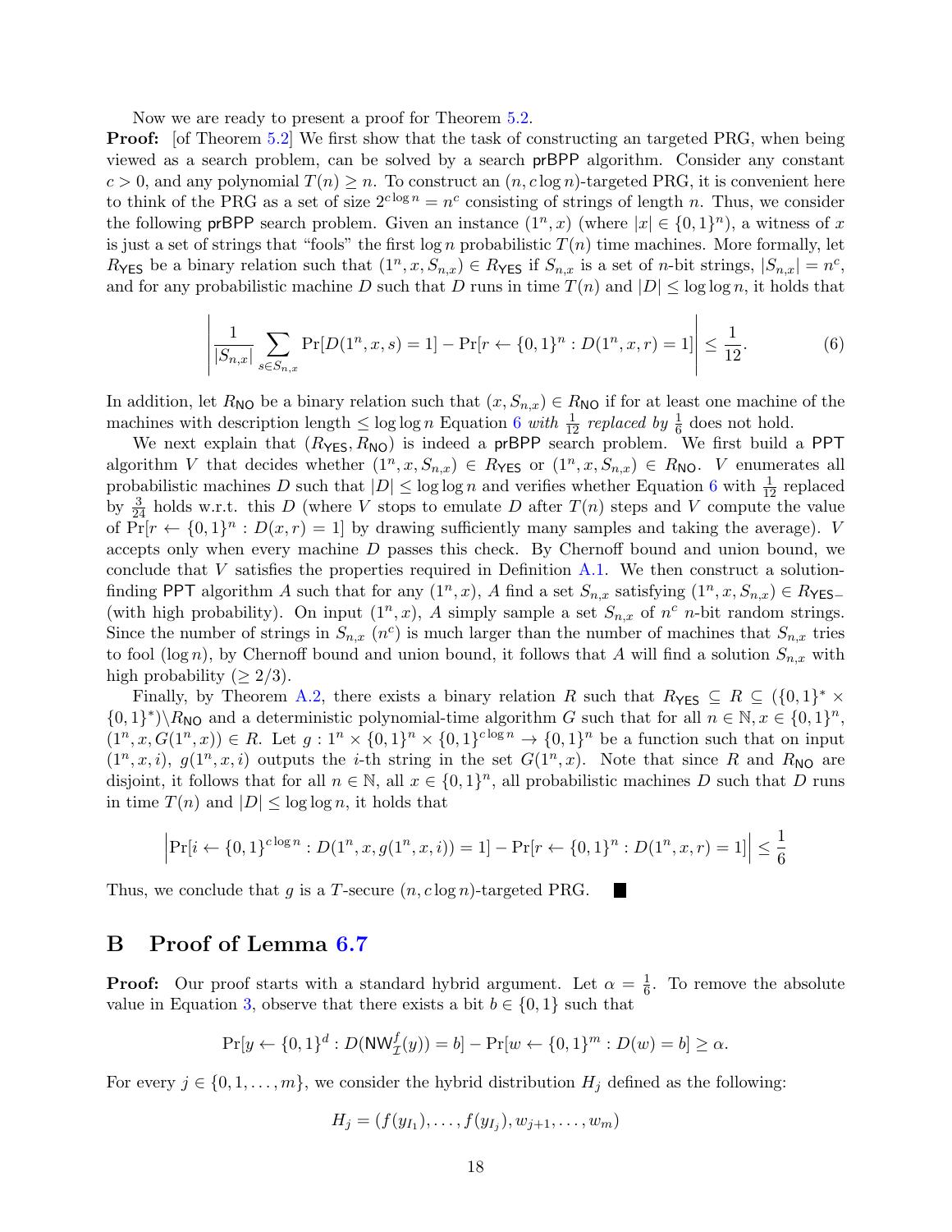Now we are ready to present a proof for Theorem 5.2.

**Proof:** [of Theorem 5.2] We first show that the task of constructing an targeted PRG, when being viewed as a search problem, can be solved by a search prBPP algorithm. Consider any constant $c > 0$, and any polynomial $T(n) \geq n$. To construct an $(n, c \log n)$-targeted PRG, it is convenient here to think of the PRG as a set of size $2^{c \log n} = n^c$ consisting of strings of length $n$. Thus, we consider the following prBPP search problem. Given an instance $(1^n, x)$ (where $|x| \in \{0,1\}^n$), a witness of $x$ is just a set of strings that "fools" the first $\log n$ probabilistic $T(n)$ time machines. More formally, let $R_{\mathsf{YES}}$ be a binary relation such that $(1^n, x, S_{n,x}) \in R_{\mathsf{YES}}$ if $S_{n,x}$ is a set of $n$-bit strings, $|S_{n,x}| = n^c$, and for any probabilistic machine $D$ such that $D$ runs in time $T(n)$ and $|D| \leq \log \log n$, it holds that

$$\left| \frac{1}{|S_{n,x}|} \sum_{s \in S_{n,x}} \Pr[D(1^n, x, s) = 1] - \Pr[r \leftarrow \{0,1\}^n : D(1^n, x, r) = 1] \right| \leq \frac{1}{12}. \tag{6}$$

In addition, let $R_{\mathsf{NO}}$ be a binary relation such that $(x, S_{n,x}) \in R_{\mathsf{NO}}$ if for at least one machine of the machines with description length $\leq \log \log n$ Equation 6 *with* $\frac{1}{12}$ *replaced by* $\frac{1}{6}$ does not hold.

We next explain that $(R_{\mathsf{YES}}, R_{\mathsf{NO}})$ is indeed a prBPP search problem. We first build a PPT algorithm $V$ that decides whether $(1^n, x, S_{n,x}) \in R_{\mathsf{YES}}$ or $(1^n, x, S_{n,x}) \in R_{\mathsf{NO}}$. $V$ enumerates all probabilistic machines $D$ such that $|D| \leq \log \log n$ and verifies whether Equation 6 with $\frac{1}{12}$ replaced by $\frac{3}{24}$ holds w.r.t. this $D$ (where $V$ stops to emulate $D$ after $T(n)$ steps and $V$ compute the value of $\Pr[r \leftarrow \{0,1\}^n : D(x, r) = 1]$ by drawing sufficiently many samples and taking the average). $V$ accepts only when every machine $D$ passes this check. By Chernoff bound and union bound, we conclude that $V$ satisfies the properties required in Definition A.1. We then construct a solution-finding PPT algorithm $A$ such that for any $(1^n, x)$, $A$ find a set $S_{n,x}$ satisfying $(1^n, x, S_{n,x}) \in R_{\mathsf{YES}-}$ (with high probability). On input $(1^n, x)$, $A$ simply sample a set $S_{n,x}$ of $n^c$ $n$-bit random strings. Since the number of strings in $S_{n,x}$ ($n^c$) is much larger than the number of machines that $S_{n,x}$ tries to fool ($\log n$), by Chernoff bound and union bound, it follows that $A$ will find a solution $S_{n,x}$ with high probability ($\geq 2/3$).

Finally, by Theorem A.2, there exists a binary relation $R$ such that $R_{\mathsf{YES}} \subseteq R \subseteq (\{0,1\}^* \times \{0,1\}^*) \backslash R_{\mathsf{NO}}$ and a deterministic polynomial-time algorithm $G$ such that for all $n \in \mathbb{N}, x \in \{0,1\}^n$, $(1^n, x, G(1^n, x)) \in R$. Let $g : 1^n \times \{0,1\}^n \times \{0,1\}^{c \log n} \to \{0,1\}^n$ be a function such that on input $(1^n, x, i)$, $g(1^n, x, i)$ outputs the $i$-th string in the set $G(1^n, x)$. Note that since $R$ and $R_{\mathsf{NO}}$ are disjoint, it follows that for all $n \in \mathbb{N}$, all $x \in \{0,1\}^n$, all probabilistic machines $D$ such that $D$ runs in time $T(n)$ and $|D| \leq \log \log n$, it holds that

$$\left| \Pr[i \leftarrow \{0,1\}^{c \log n} : D(1^n, x, g(1^n, x, i)) = 1] - \Pr[r \leftarrow \{0,1\}^n : D(1^n, x, r) = 1] \right| \leq \frac{1}{6}$$

Thus, we conclude that $g$ is a $T$-secure $(n, c \log n)$-targeted PRG. ■

## B Proof of Lemma 6.7

**Proof:** Our proof starts with a standard hybrid argument. Let $\alpha = \frac{1}{6}$. To remove the absolute value in Equation 3, observe that there exists a bit $b \in \{0,1\}$ such that

$$\Pr[y \leftarrow \{0,1\}^d : D(\mathsf{NW}^f_{\mathcal{I}}(y)) = b] - \Pr[w \leftarrow \{0,1\}^m : D(w) = b] \geq \alpha.$$

For every $j \in \{0, 1, \ldots, m\}$, we consider the hybrid distribution $H_j$ defined as the following:

$$H_j = (f(y_{I_1}), \ldots, f(y_{I_j}), w_{j+1}, \ldots, w_m)$$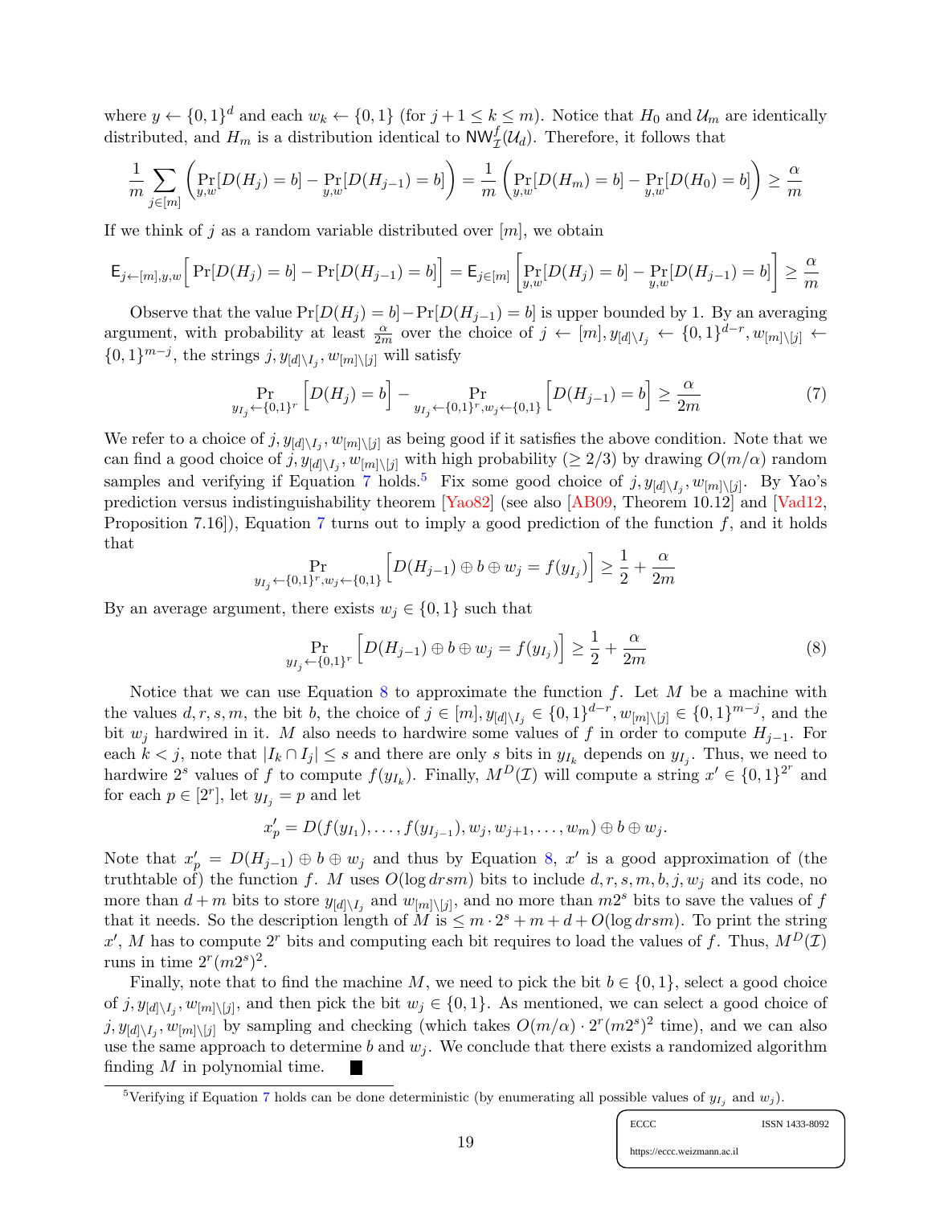where $y \leftarrow \{0,1\}^d$ and each $w_k \leftarrow \{0,1\}$ (for $j+1 \le k \le m$). Notice that $H_0$ and $\mathcal{U}_m$ are identically distributed, and $H_m$ is a distribution identical to $\mathsf{NW}^f_{\mathcal{I}}(\mathcal{U}_d)$. Therefore, it follows that

$$\frac{1}{m}\sum_{j\in[m]}\left(\Pr_{y,w}[D(H_j)=b]-\Pr_{y,w}[D(H_{j-1})=b]\right)=\frac{1}{m}\left(\Pr_{y,w}[D(H_m)=b]-\Pr_{y,w}[D(H_0)=b]\right)\ge\frac{\alpha}{m}$$

If we think of $j$ as a random variable distributed over $[m]$, we obtain

$$\mathsf{E}_{j\leftarrow[m],y,w}\Big[\Pr[D(H_j)=b]-\Pr[D(H_{j-1})=b]\Big]=\mathsf{E}_{j\in[m]}\left[\Pr_{y,w}[D(H_j)=b]-\Pr_{y,w}[D(H_{j-1})=b]\right]\ge\frac{\alpha}{m}$$

Observe that the value $\Pr[D(H_j)=b]-\Pr[D(H_{j-1})=b]$ is upper bounded by 1. By an averaging argument, with probability at least $\frac{\alpha}{2m}$ over the choice of $j \leftarrow [m], y_{[d]\setminus I_j} \leftarrow \{0,1\}^{d-r}, w_{[m]\setminus[j]} \leftarrow \{0,1\}^{m-j}$, the strings $j, y_{[d]\setminus I_j}, w_{[m]\setminus[j]}$ will satisfy

$$\Pr_{y_{I_j}\leftarrow\{0,1\}^r}\Big[D(H_j)=b\Big]-\Pr_{y_{I_j}\leftarrow\{0,1\}^r,w_j\leftarrow\{0,1\}}\Big[D(H_{j-1})=b\Big]\ge\frac{\alpha}{2m} \tag{7}$$

We refer to a choice of $j, y_{[d]\setminus I_j}, w_{[m]\setminus[j]}$ as being good if it satisfies the above condition. Note that we can find a good choice of $j, y_{[d]\setminus I_j}, w_{[m]\setminus[j]}$ with high probability ($\ge 2/3$) by drawing $O(m/\alpha)$ random samples and verifying if Equation 7 holds.[5] Fix some good choice of $j, y_{[d]\setminus I_j}, w_{[m]\setminus[j]}$. By Yao's prediction versus indistinguishability theorem [Yao82] (see also [AB09, Theorem 10.12] and [Vad12, Proposition 7.16]), Equation 7 turns out to imply a good prediction of the function $f$, and it holds that

$$\Pr_{y_{I_j}\leftarrow\{0,1\}^r,w_j\leftarrow\{0,1\}}\Big[D(H_{j-1})\oplus b\oplus w_j=f(y_{I_j})\Big]\ge\frac{1}{2}+\frac{\alpha}{2m}$$

By an average argument, there exists $w_j \in \{0,1\}$ such that

$$\Pr_{y_{I_j}\leftarrow\{0,1\}^r}\Big[D(H_{j-1})\oplus b\oplus w_j=f(y_{I_j})\Big]\ge\frac{1}{2}+\frac{\alpha}{2m} \tag{8}$$

Notice that we can use Equation 8 to approximate the function $f$. Let $M$ be a machine with the values $d, r, s, m$, the bit $b$, the choice of $j \in [m], y_{[d]\setminus I_j} \in \{0,1\}^{d-r}, w_{[m]\setminus[j]} \in \{0,1\}^{m-j}$, and the bit $w_j$ hardwired in it. $M$ also needs to hardwire some values of $f$ in order to compute $H_{j-1}$. For each $k < j$, note that $|I_k \cap I_j| \le s$ and there are only $s$ bits in $y_{I_k}$ depends on $y_{I_j}$. Thus, we need to hardwire $2^s$ values of $f$ to compute $f(y_{I_k})$. Finally, $M^D(\mathcal{I})$ will compute a string $x' \in \{0,1\}^{2^r}$ and for each $p \in [2^r]$, let $y_{I_j} = p$ and let

$$x'_p = D(f(y_{I_1}),\ldots,f(y_{I_{j-1}}),w_j,w_{j+1},\ldots,w_m)\oplus b\oplus w_j.$$

Note that $x'_p = D(H_{j-1}) \oplus b \oplus w_j$ and thus by Equation 8, $x'$ is a good approximation of (the truthtable of) the function $f$. $M$ uses $O(\log drsm)$ bits to include $d, r, s, m, b, j, w_j$ and its code, no more than $d+m$ bits to store $y_{[d]\setminus I_j}$ and $w_{[m]\setminus[j]}$, and no more than $m2^s$ bits to save the values of $f$ that it needs. So the description length of $M$ is $\le m \cdot 2^s + m + d + O(\log drsm)$. To print the string $x'$, $M$ has to compute $2^r$ bits and computing each bit requires to load the values of $f$. Thus, $M^D(\mathcal{I})$ runs in time $2^r(m2^s)^2$.

Finally, note that to find the machine $M$, we need to pick the bit $b \in \{0,1\}$, select a good choice of $j, y_{[d]\setminus I_j}, w_{[m]\setminus[j]}$, and then pick the bit $w_j \in \{0,1\}$. As mentioned, we can select a good choice of $j, y_{[d]\setminus I_j}, w_{[m]\setminus[j]}$ by sampling and checking (which takes $O(m/\alpha) \cdot 2^r(m2^s)^2$ time), and we can also use the same approach to determine $b$ and $w_j$. We conclude that there exists a randomized algorithm finding $M$ in polynomial time. ■

[5] Verifying if Equation 7 holds can be done deterministic (by enumerating all possible values of $y_{I_j}$ and $w_j$).